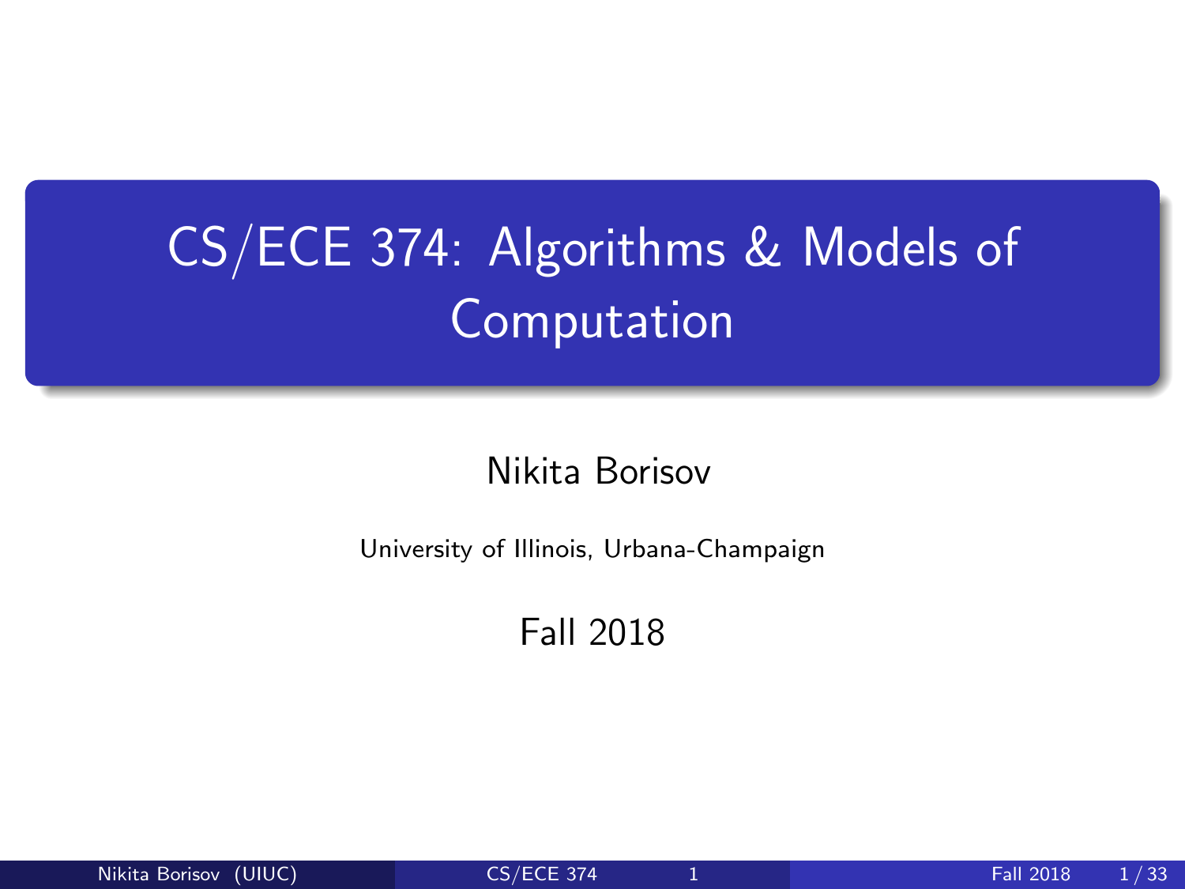# CS/ECE 374: Algorithms & Models of Computation

Nikita Borisov

University of Illinois, Urbana-Champaign

Fall 2018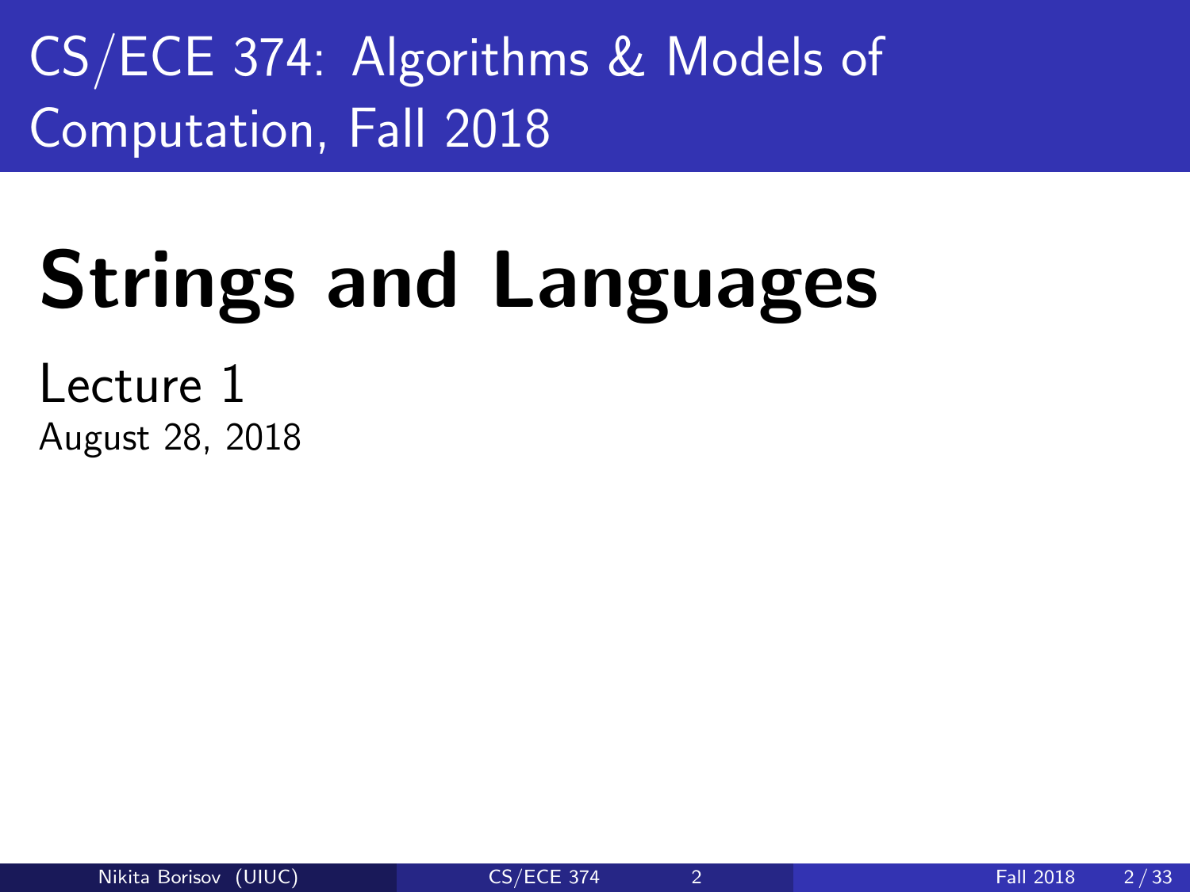# CS/ECE 374: Algorithms & Models of Computation, Fall 2018

# Strings and Languages

Lecture 1

August 28, 2018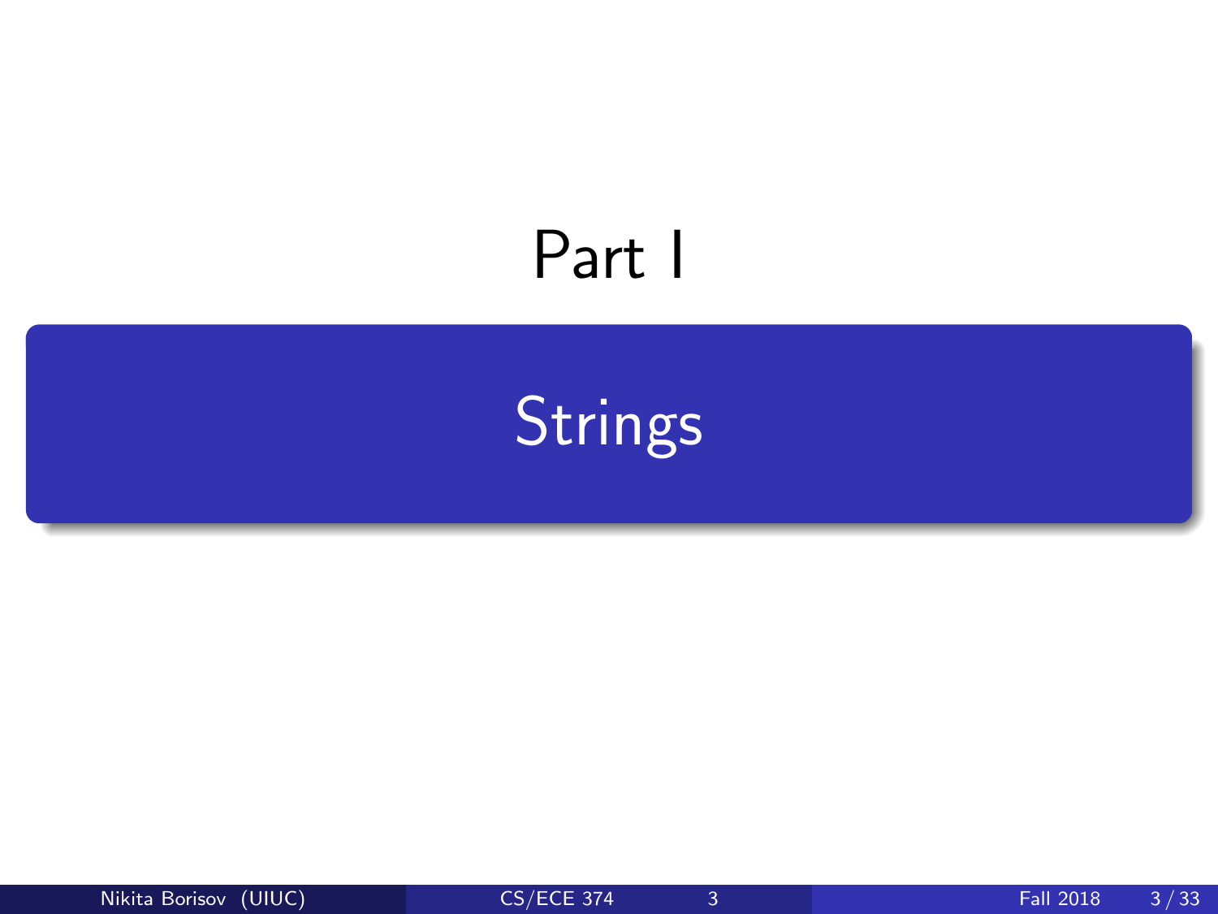# Part I

## Strings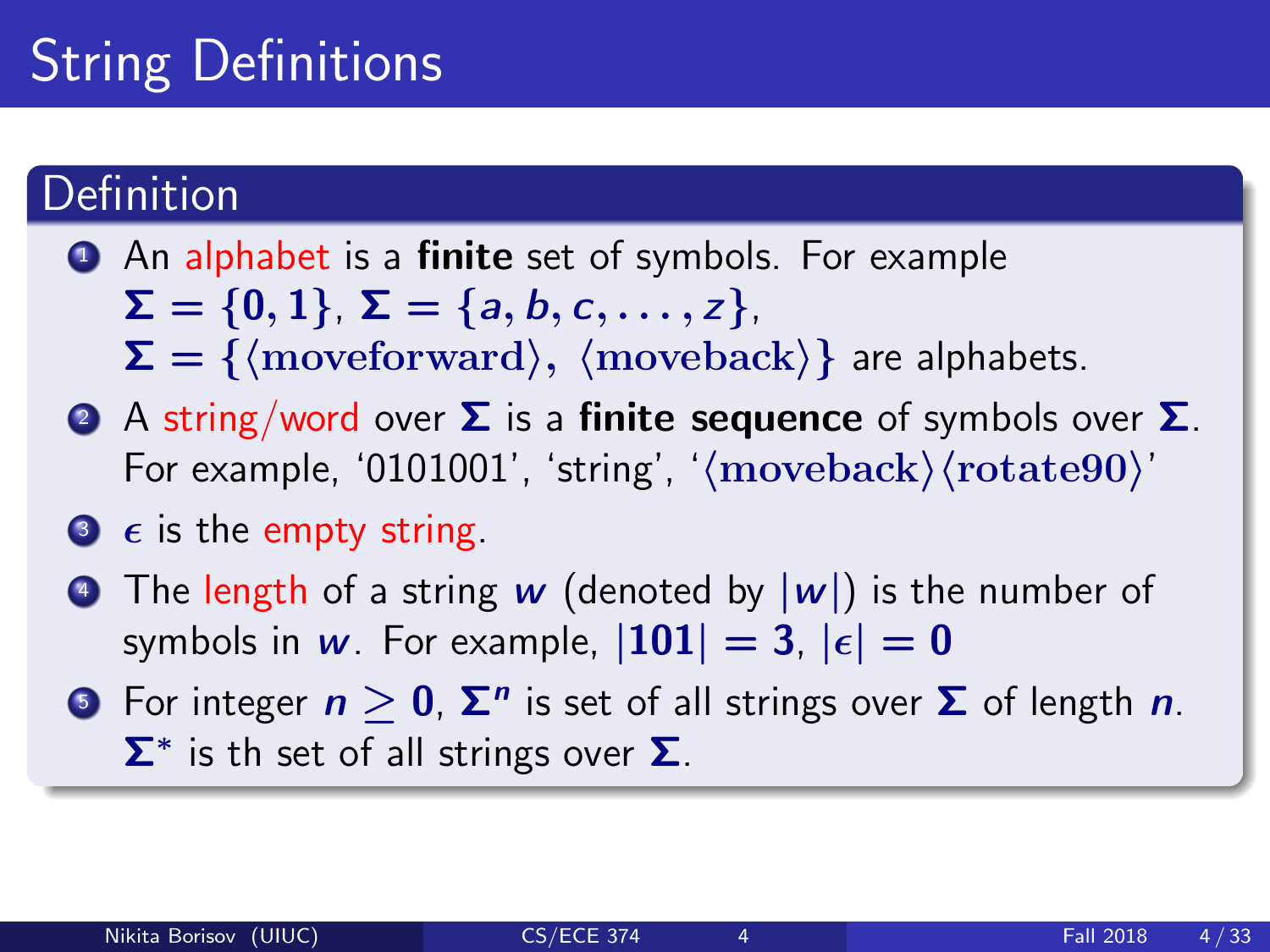# String Definitions

## Definition

1. An alphabet is a **finite** set of symbols. For example $\Sigma = \{0, 1\}$, $\Sigma = \{a, b, c, \ldots, z\}$, $\Sigma = \{\langle\text{moveforward}\rangle, \langle\text{moveback}\rangle\}$ are alphabets.
2. A string/word over $\Sigma$ is a **finite sequence** of symbols over $\Sigma$. For example, '0101001', 'string', '$\langle\text{moveback}\rangle\langle\text{rotate90}\rangle$'
3. $\epsilon$ is the empty string.
4. The length of a string $w$ (denoted by $|w|$) is the number of symbols in $w$. For example, $|101| = 3$, $|\epsilon| = 0$
5. For integer $n \geq 0$, $\Sigma^n$ is set of all strings over $\Sigma$ of length $n$. $\Sigma^*$ is th set of all strings over $\Sigma$.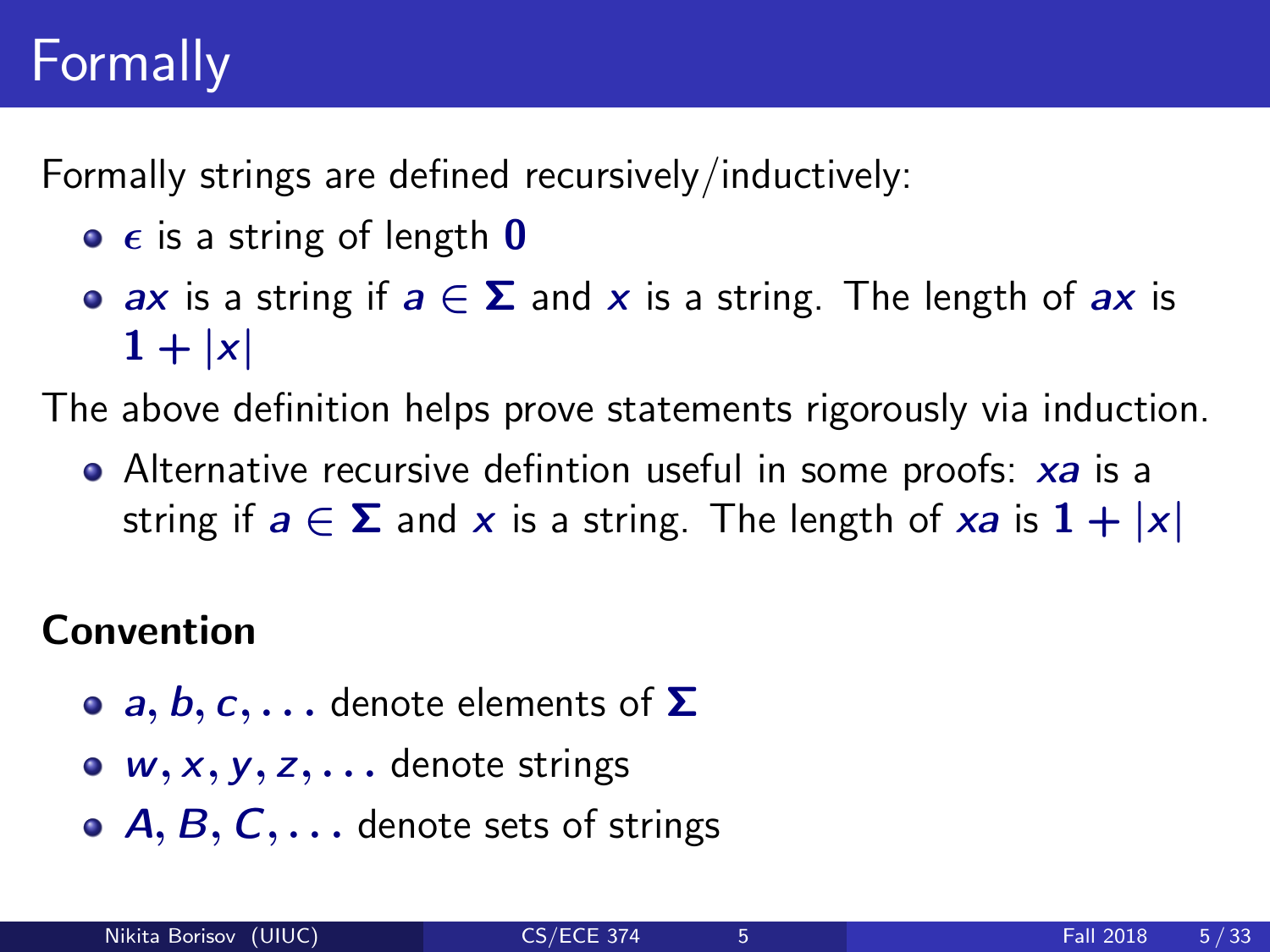# Formally

Formally strings are defined recursively/inductively:

- $\epsilon$ is a string of length $\mathbf{0}$
- $ax$ is a string if $a \in \mathbf{\Sigma}$ and $x$ is a string. The length of $ax$ is $\mathbf{1} + |x|$

The above definition helps prove statements rigorously via induction.

- Alternative recursive defintion useful in some proofs: $xa$ is a string if $a \in \mathbf{\Sigma}$ and $x$ is a string. The length of $xa$ is $\mathbf{1} + |x|$

**Convention**

- $a, b, c, \ldots$ denote elements of $\mathbf{\Sigma}$
- $w, x, y, z, \ldots$ denote strings
- $A, B, C, \ldots$ denote sets of strings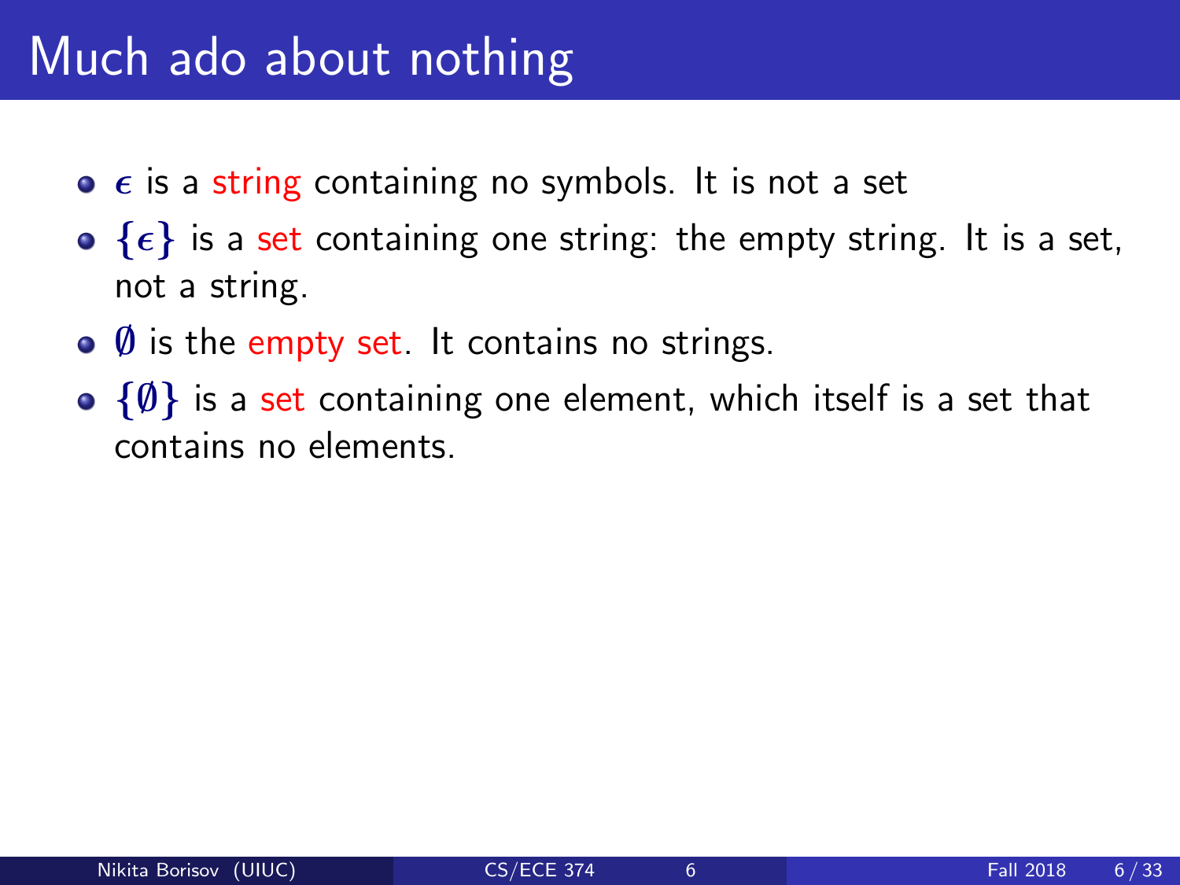# Much ado about nothing

- $\epsilon$ is a string containing no symbols. It is not a set
- $\{\epsilon\}$ is a set containing one string: the empty string. It is a set, not a string.
- $\emptyset$ is the empty set. It contains no strings.
- $\{\emptyset\}$ is a set containing one element, which itself is a set that contains no elements.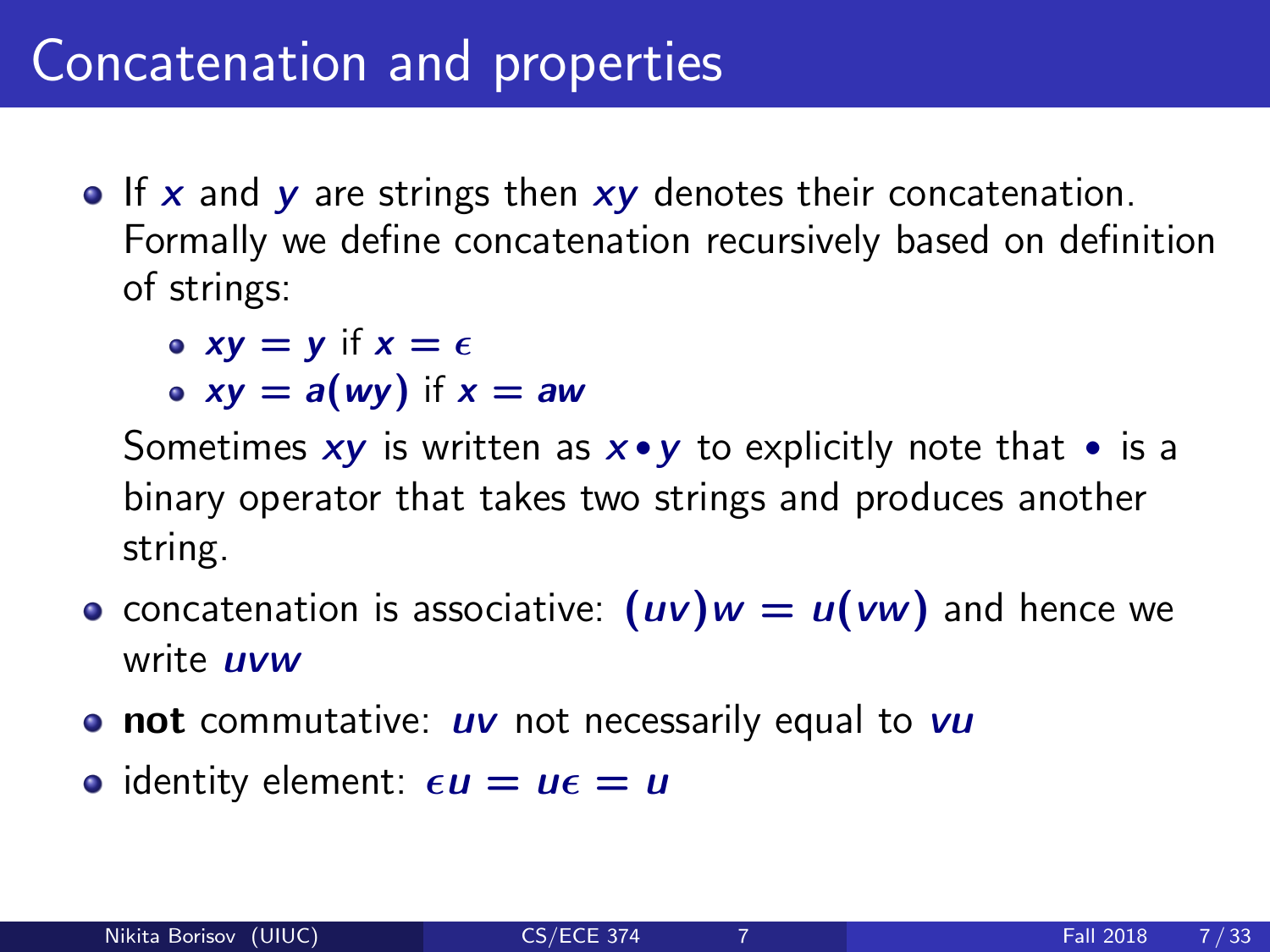# Concatenation and properties

- If $x$ and $y$ are strings then $xy$ denotes their concatenation. Formally we define concatenation recursively based on definition of strings:
  - $xy = y$ if $x = \epsilon$
  - $xy = a(wy)$ if $x = aw$

  Sometimes $xy$ is written as $x \bullet y$ to explicitly note that $\bullet$ is a binary operator that takes two strings and produces another string.
- concatenation is associative: $(uv)w = u(vw)$ and hence we write $uvw$
- **not** commutative: $uv$ not necessarily equal to $vu$
- identity element: $\epsilon u = u\epsilon = u$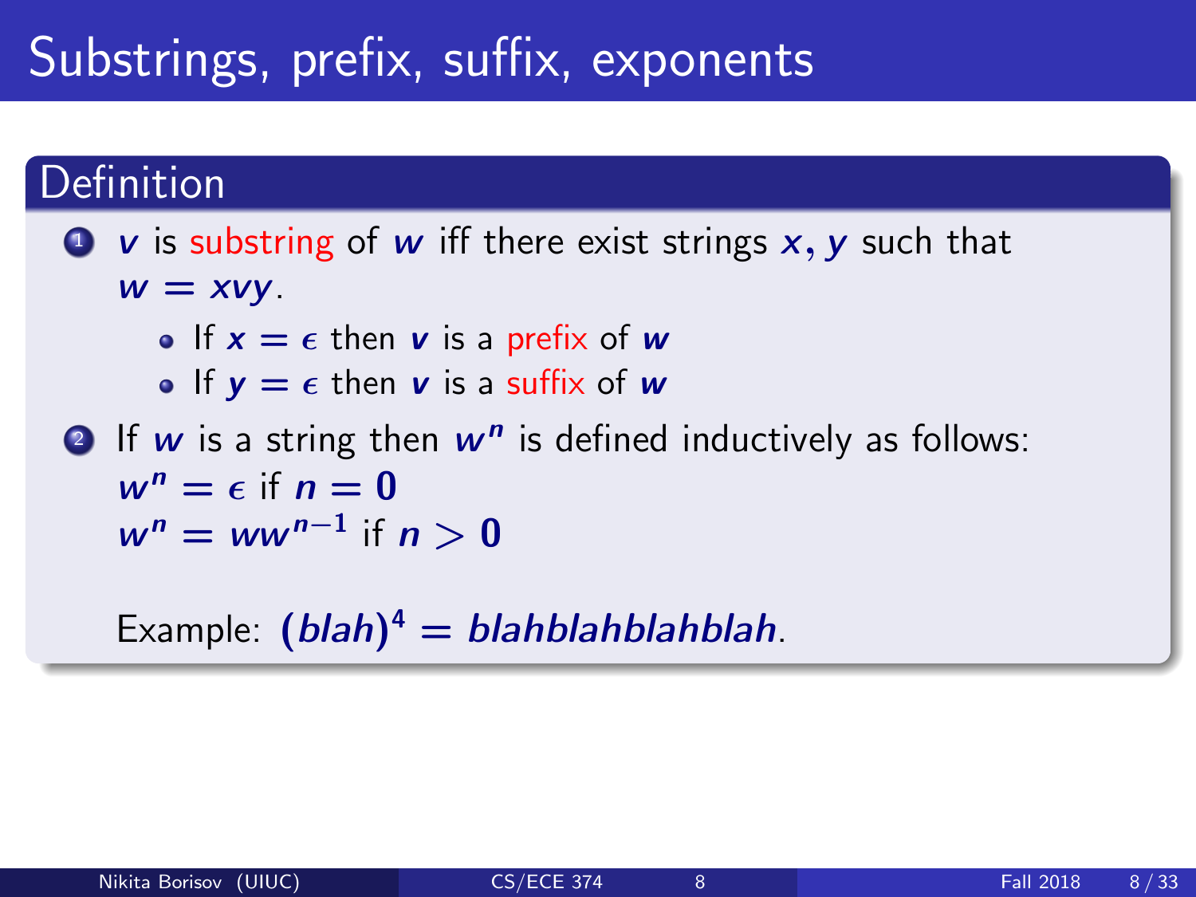# Substrings, prefix, suffix, exponents

## Definition

1. $v$ is substring of $w$ iff there exist strings $x, y$ such that $w = xvy$.
   - If $x = \epsilon$ then $v$ is a prefix of $w$
   - If $y = \epsilon$ then $v$ is a suffix of $w$
2. If $w$ is a string then $w^n$ is defined inductively as follows:
   $w^n = \epsilon$ if $n = 0$
   $w^n = ww^{n-1}$ if $n > 0$

   Example: $(blah)^4 = blahblahblahblah$.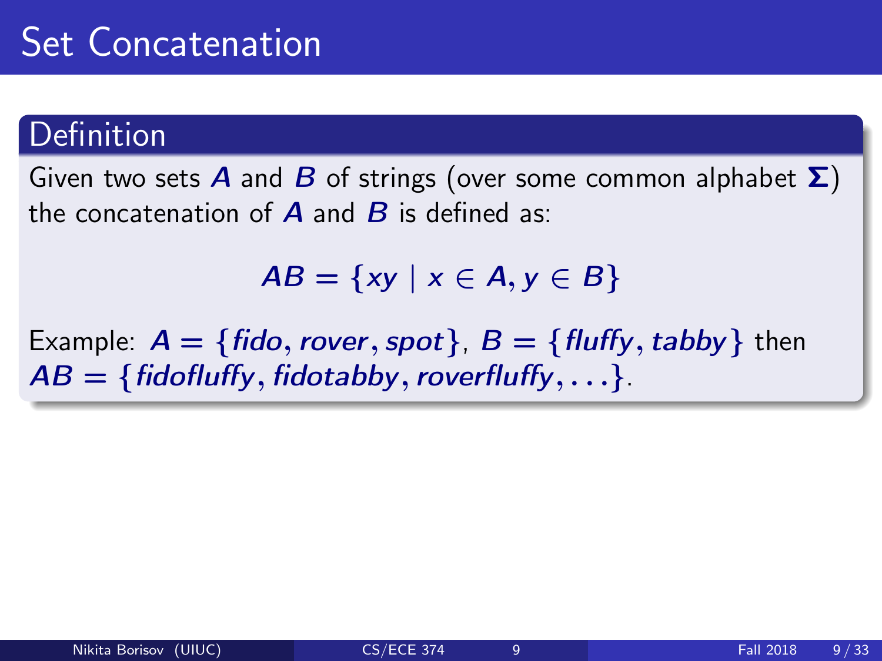# Set Concatenation

## Definition

Given two sets $A$ and $B$ of strings (over some common alphabet $\Sigma$) the concatenation of $A$ and $B$ is defined as:

$$AB = \{xy \mid x \in A, y \in B\}$$

Example: $A = \{fido, rover, spot\}$, $B = \{fluffy, tabby\}$ then $AB = \{fidofluffy, fidotabby, roverfluffy, \ldots\}$.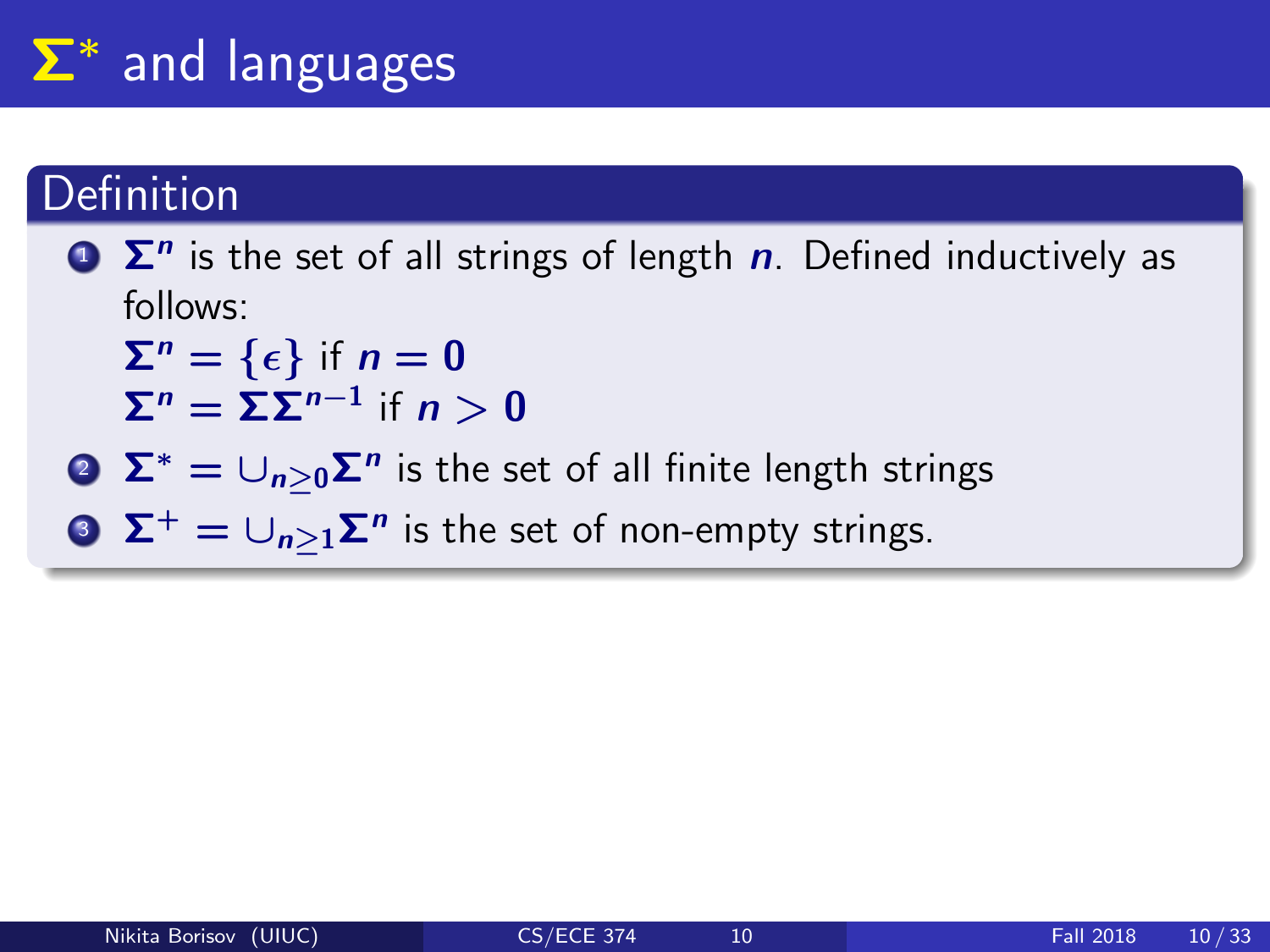# $\Sigma^*$ and languages

## Definition

1. $\Sigma^n$ is the set of all strings of length $n$. Defined inductively as follows:
   $\Sigma^n = \{\epsilon\}$ if $n = 0$
   $\Sigma^n = \Sigma\Sigma^{n-1}$ if $n > 0$
2. $\Sigma^* = \cup_{n \geq 0} \Sigma^n$ is the set of all finite length strings
3. $\Sigma^+ = \cup_{n \geq 1} \Sigma^n$ is the set of non-empty strings.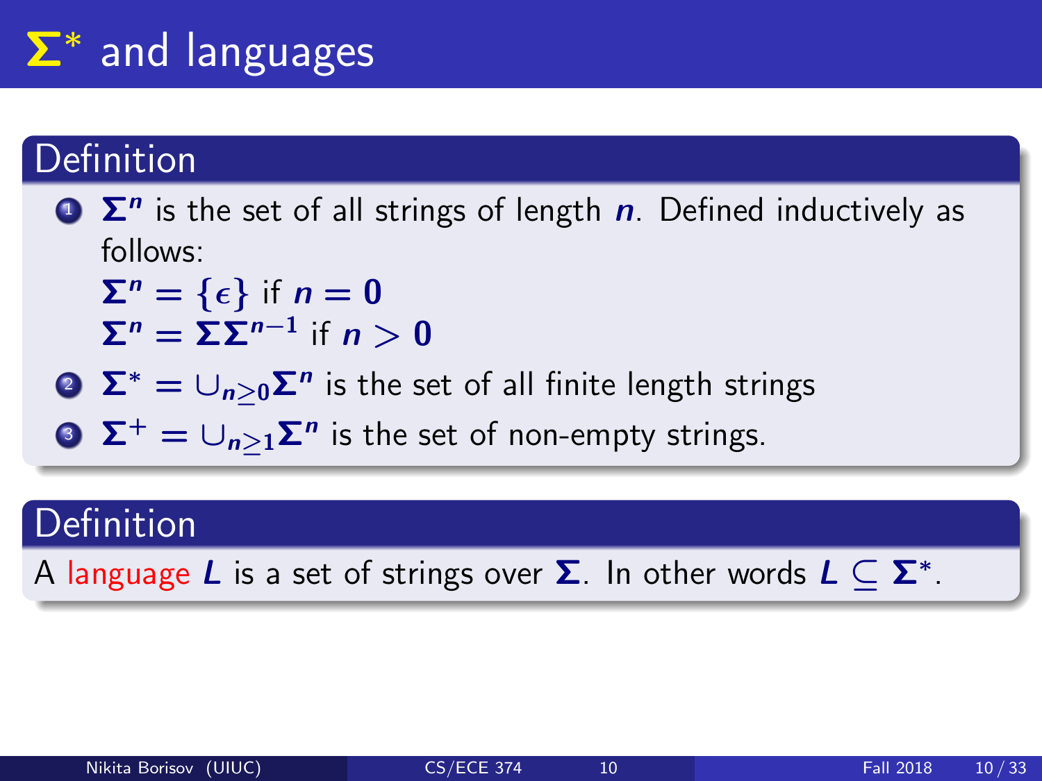# $\Sigma^*$ and languages

## Definition

1. $\Sigma^n$ is the set of all strings of length $n$. Defined inductively as follows:
   $\Sigma^n = \{\epsilon\}$ if $n = 0$
   $\Sigma^n = \Sigma\Sigma^{n-1}$ if $n > 0$
2. $\Sigma^* = \cup_{n \geq 0}\Sigma^n$ is the set of all finite length strings
3. $\Sigma^+ = \cup_{n \geq 1}\Sigma^n$ is the set of non-empty strings.

## Definition

A language $L$ is a set of strings over $\Sigma$. In other words $L \subseteq \Sigma^*$.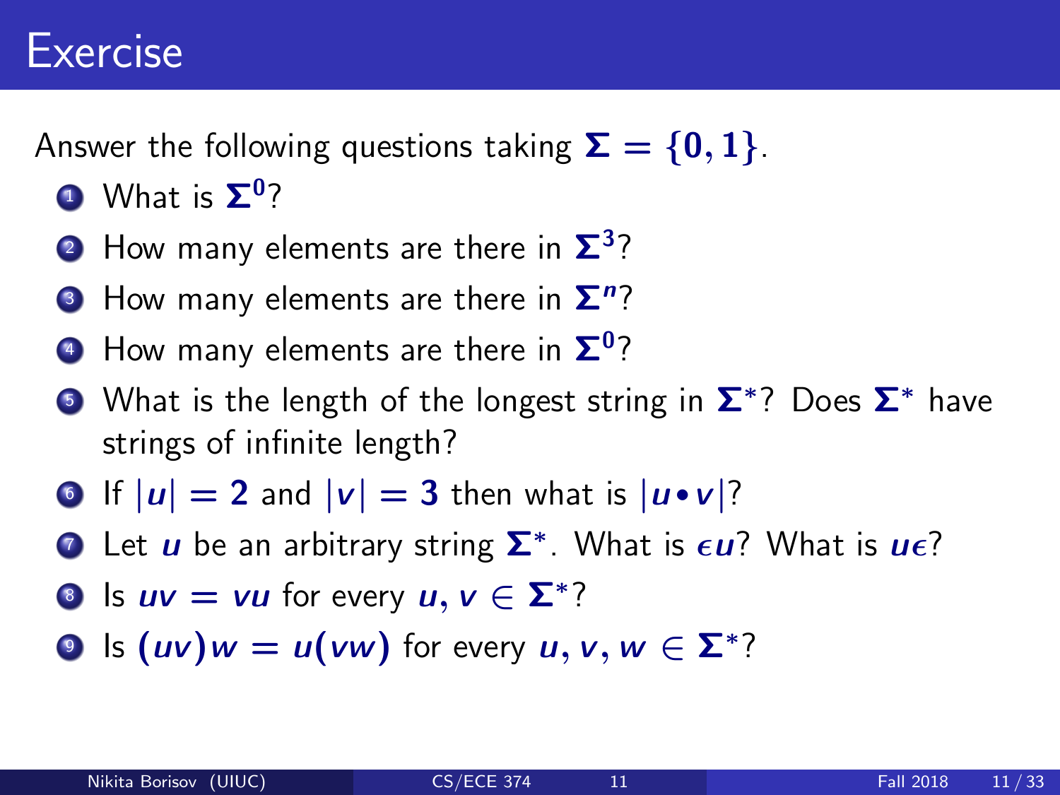# Exercise

Answer the following questions taking $\Sigma = \{0, 1\}$.

1. What is $\Sigma^0$?
2. How many elements are there in $\Sigma^3$?
3. How many elements are there in $\Sigma^n$?
4. How many elements are there in $\Sigma^0$?
5. What is the length of the longest string in $\Sigma^*$? Does $\Sigma^*$ have strings of infinite length?
6. If $|u| = 2$ and $|v| = 3$ then what is $|u \bullet v|$?
7. Let $u$ be an arbitrary string $\Sigma^*$. What is $\epsilon u$? What is $u\epsilon$?
8. Is $uv = vu$ for every $u, v \in \Sigma^*$?
9. Is $(uv)w = u(vw)$ for every $u, v, w \in \Sigma^*$?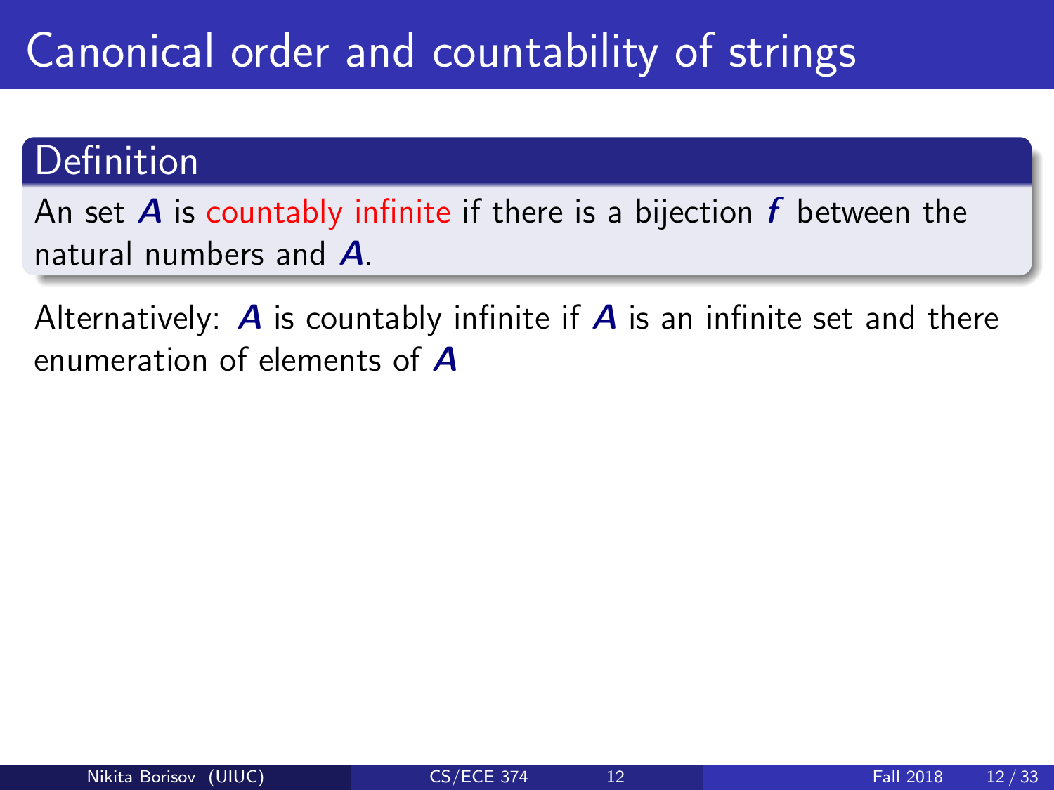# Canonical order and countability of strings

### Definition

An set $A$ is countably infinite if there is a bijection $f$ between the natural numbers and $A$.

Alternatively: $A$ is countably infinite if $A$ is an infinite set and there enumeration of elements of $A$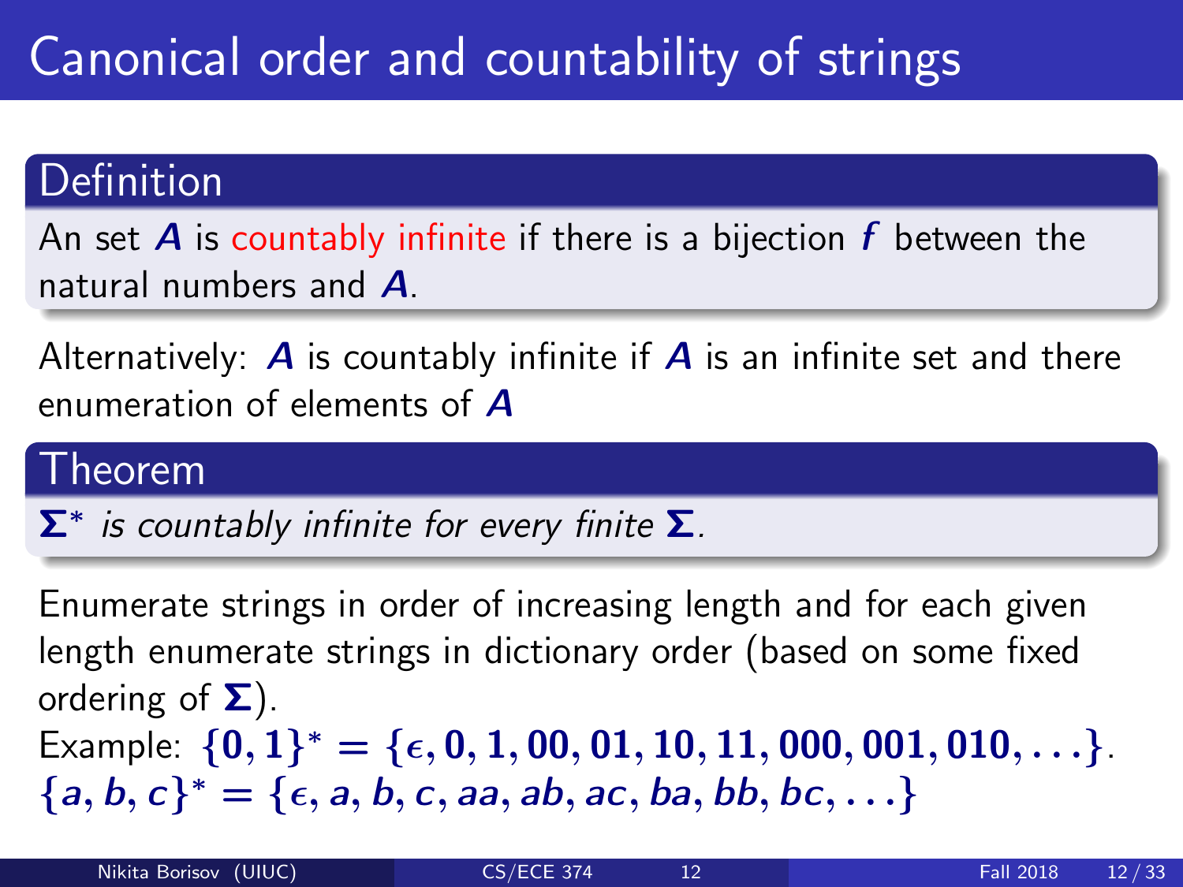# Canonical order and countability of strings

**Definition**

An set $A$ is countably infinite if there is a bijection $f$ between the natural numbers and $A$.

Alternatively: $A$ is countably infinite if $A$ is an infinite set and there enumeration of elements of $A$

**Theorem**

*$\Sigma^*$ is countably infinite for every finite $\Sigma$.*

Enumerate strings in order of increasing length and for each given length enumerate strings in dictionary order (based on some fixed ordering of $\Sigma$).

Example: $\{0, 1\}^* = \{\epsilon, 0, 1, 00, 01, 10, 11, 000, 001, 010, \ldots\}$.

$\{a, b, c\}^* = \{\epsilon, a, b, c, aa, ab, ac, ba, bb, bc, \ldots\}$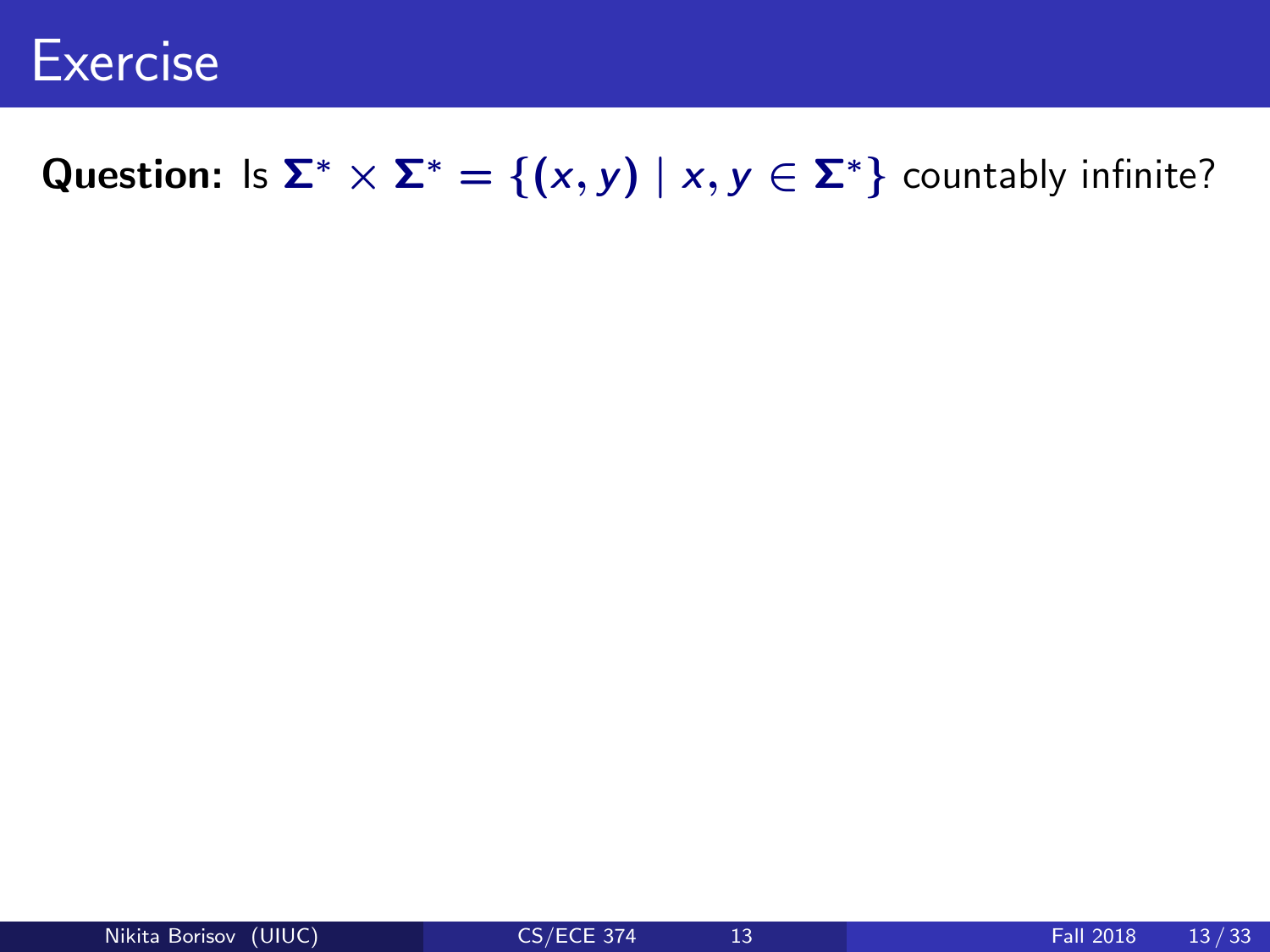# Exercise

**Question:** Is $\boldsymbol{\Sigma}^* \times \boldsymbol{\Sigma}^* = \{(x, y) \mid x, y \in \boldsymbol{\Sigma}^*\}$ countably infinite?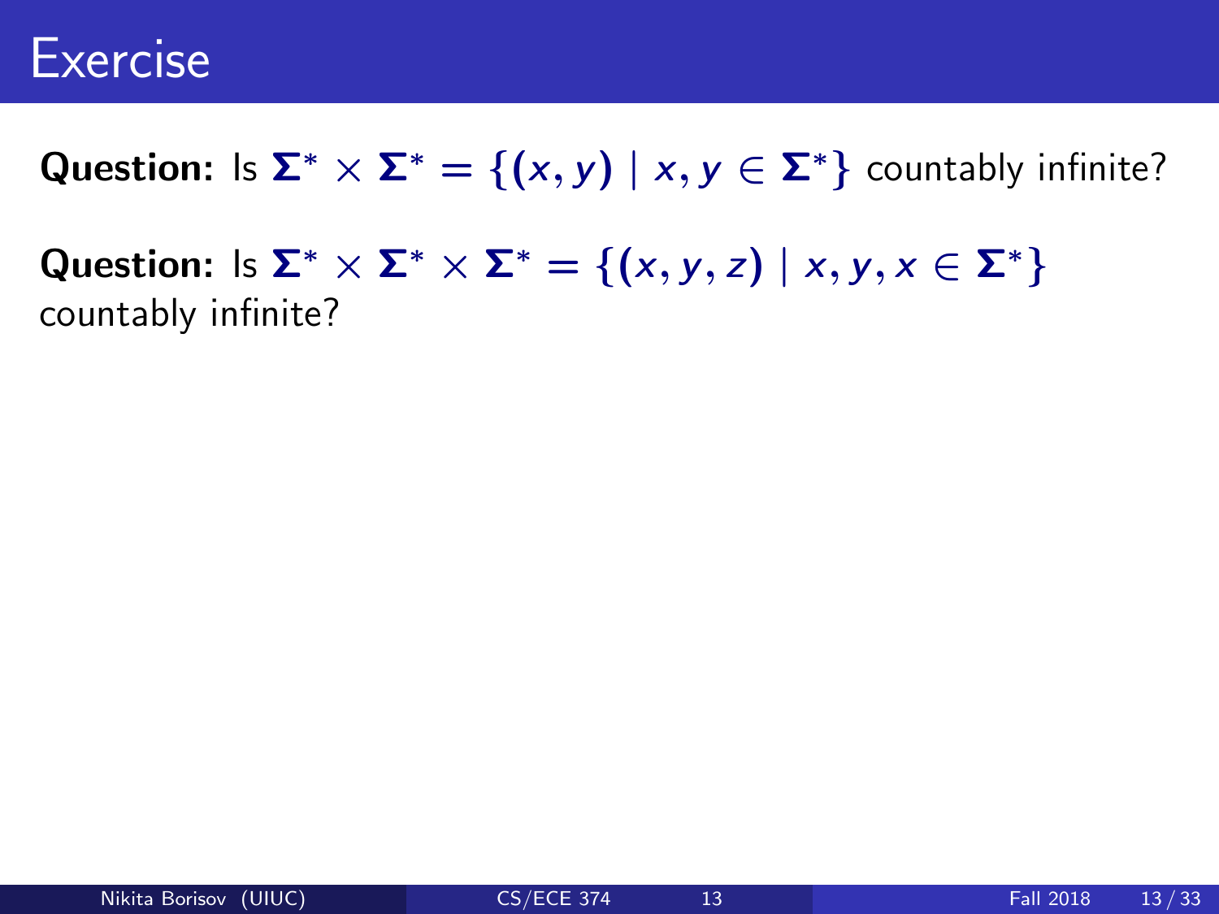# Exercise

**Question:** Is $\Sigma^* \times \Sigma^* = \{(x, y) \mid x, y \in \Sigma^*\}$ countably infinite?

**Question:** Is $\Sigma^* \times \Sigma^* \times \Sigma^* = \{(x, y, z) \mid x, y, x \in \Sigma^*\}$ countably infinite?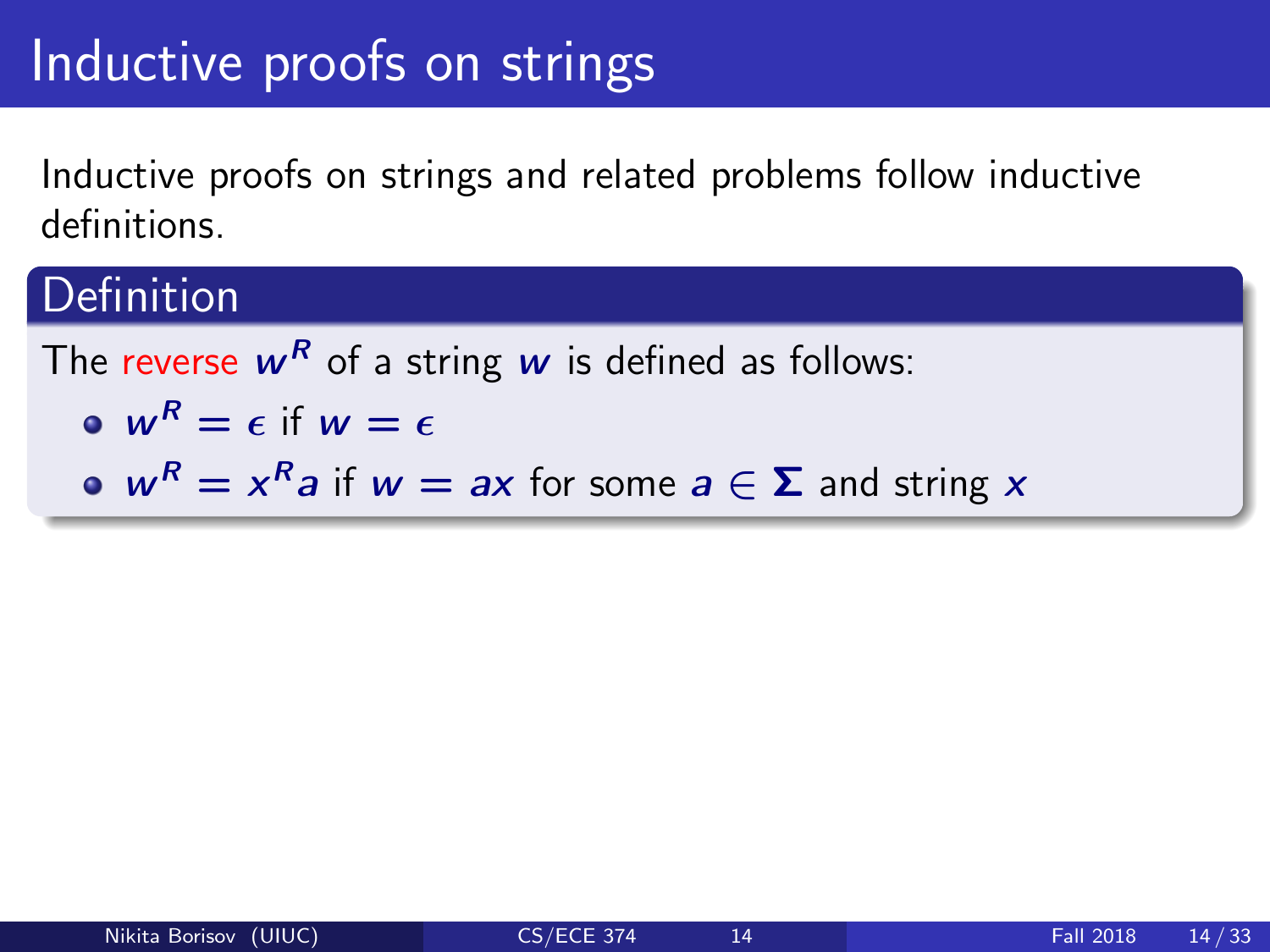# Inductive proofs on strings

Inductive proofs on strings and related problems follow inductive definitions.

## Definition

The reverse $w^R$ of a string $w$ is defined as follows:

- $w^R = \epsilon$ if $w = \epsilon$
- $w^R = x^R a$ if $w = ax$ for some $a \in \Sigma$ and string $x$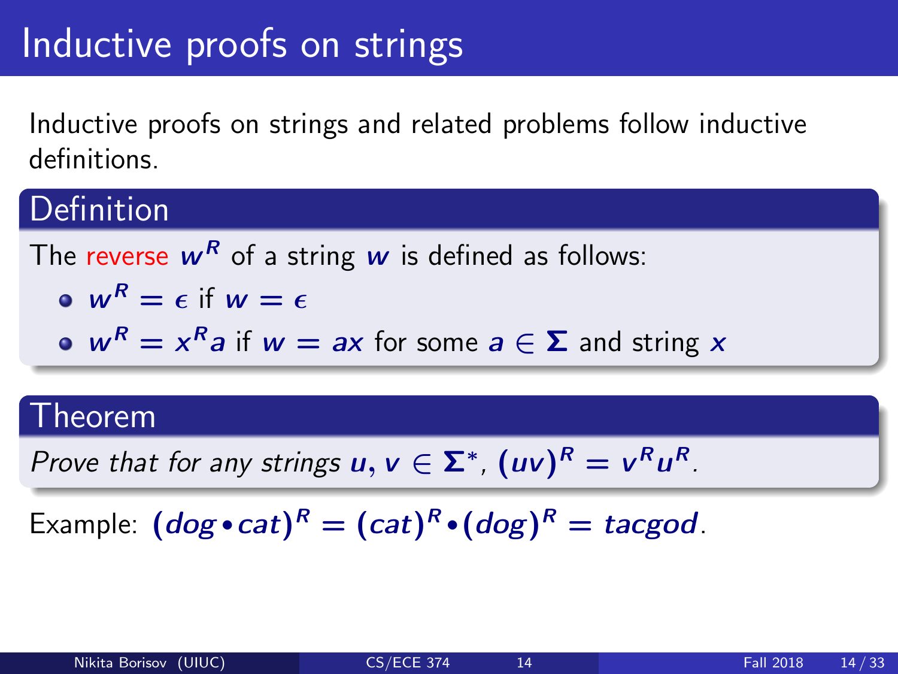# Inductive proofs on strings

Inductive proofs on strings and related problems follow inductive definitions.

## Definition

The reverse $w^R$ of a string $w$ is defined as follows:

- $w^R = \epsilon$ if $w = \epsilon$
- $w^R = x^R a$ if $w = ax$ for some $a \in \Sigma$ and string $x$

## Theorem

*Prove that for any strings $u, v \in \Sigma^*$, $(uv)^R = v^R u^R$.*

Example: $(dog \bullet cat)^R = (cat)^R \bullet (dog)^R = tacgod$.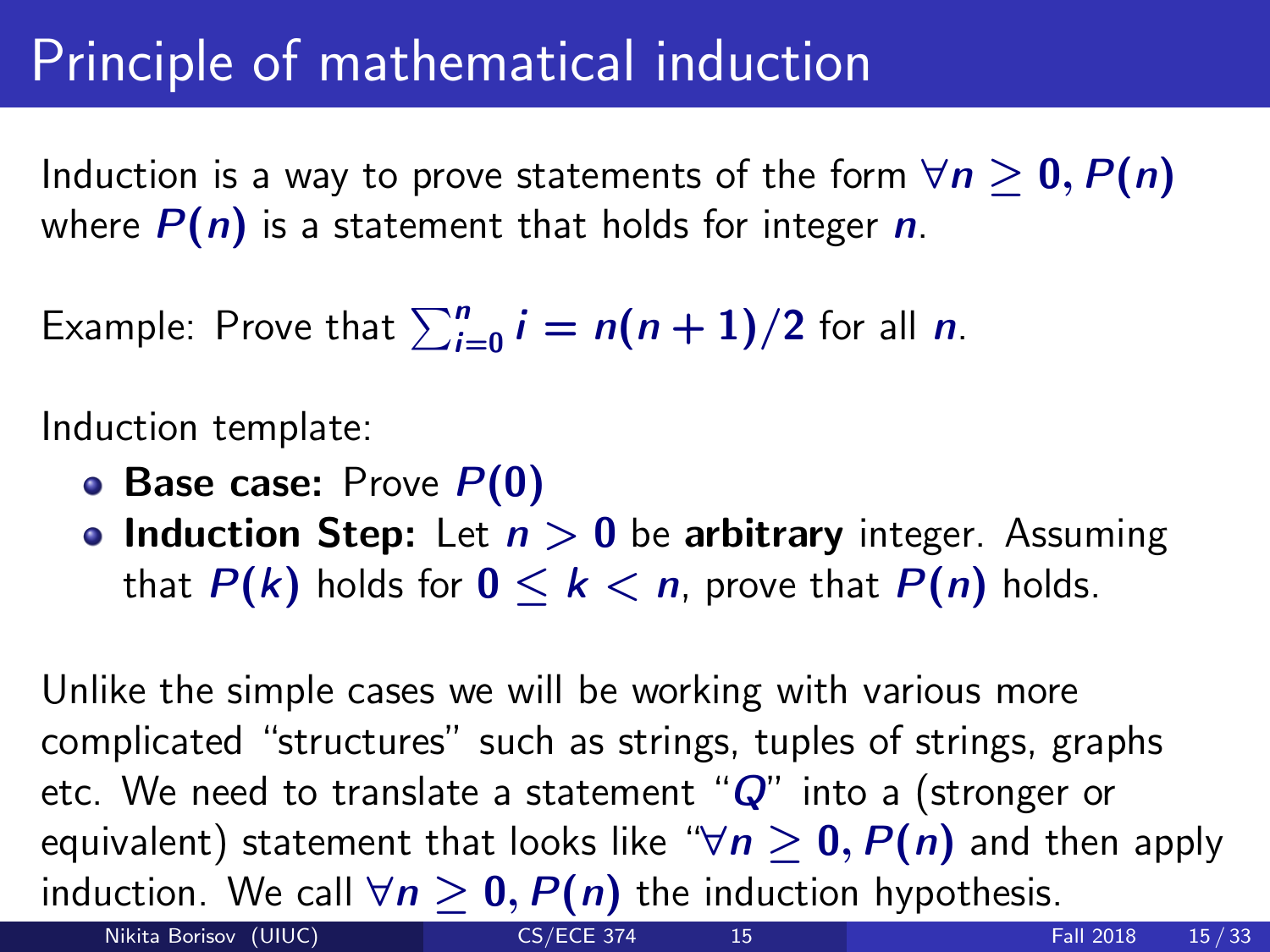# Principle of mathematical induction

Induction is a way to prove statements of the form $\forall n \geq 0, P(n)$ where $P(n)$ is a statement that holds for integer $n$.

Example: Prove that $\sum_{i=0}^{n} i = n(n+1)/2$ for all $n$.

Induction template:

- **Base case:** Prove $P(0)$
- **Induction Step:** Let $n > 0$ be **arbitrary** integer. Assuming that $P(k)$ holds for $0 \leq k < n$, prove that $P(n)$ holds.

Unlike the simple cases we will be working with various more complicated "structures" such as strings, tuples of strings, graphs etc. We need to translate a statement "$Q$" into a (stronger or equivalent) statement that looks like "$\forall n \geq 0, P(n)$ and then apply induction. We call $\forall n \geq 0, P(n)$ the induction hypothesis.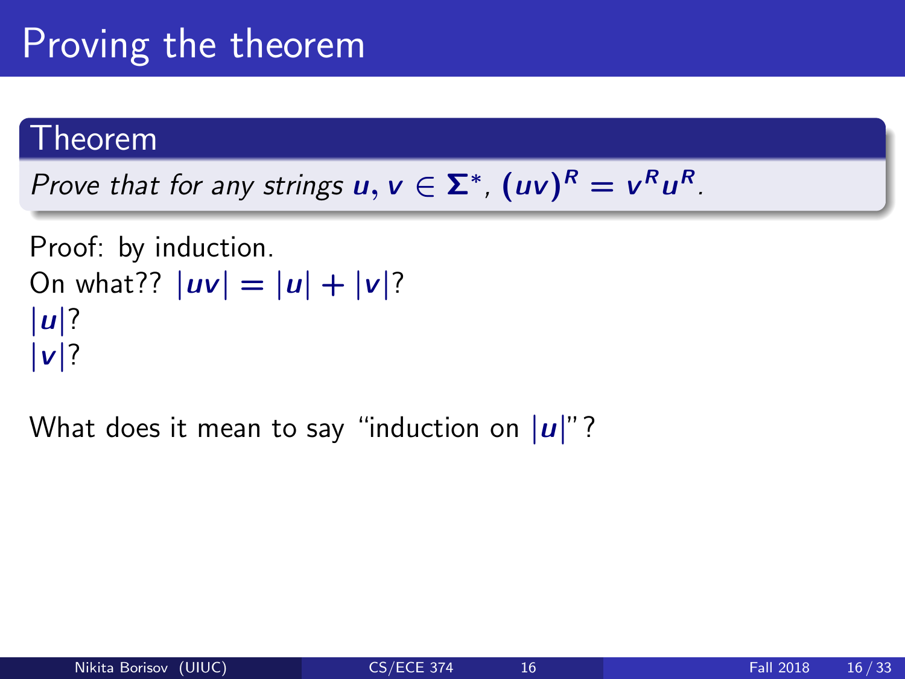# Proving the theorem

## Theorem

*Prove that for any strings $u, v \in \Sigma^*$, $(uv)^R = v^R u^R$.*

Proof: by induction.
On what?? $|uv| = |u| + |v|$?
$|u|$?
$|v|$?

What does it mean to say "induction on $|u|$"?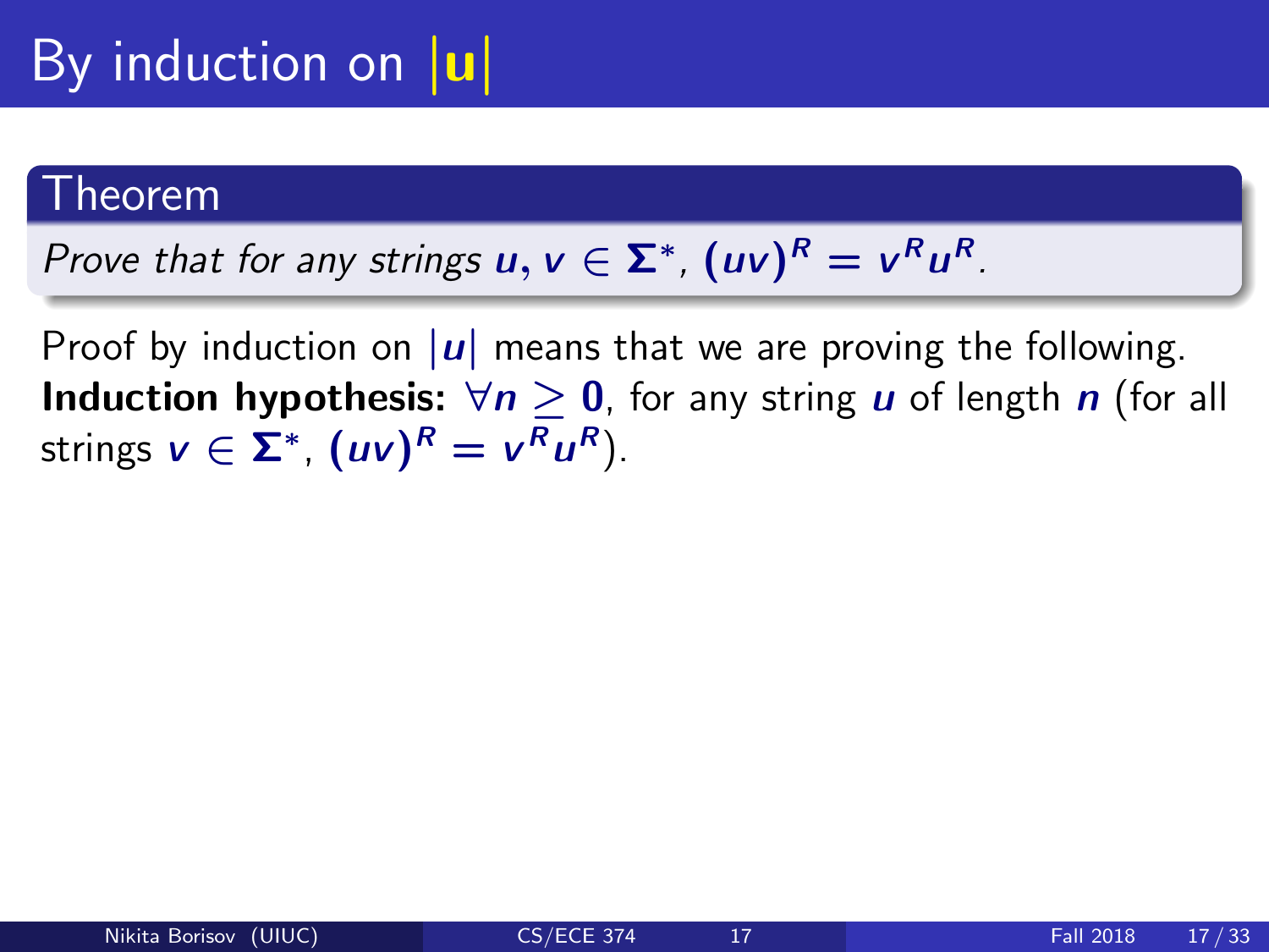# By induction on $|u|$

## Theorem

*Prove that for any strings $u, v \in \Sigma^*$, $(uv)^R = v^R u^R$.*

Proof by induction on $|u|$ means that we are proving the following.
**Induction hypothesis:** $\forall n \geq 0$, for any string $u$ of length $n$ (for all strings $v \in \Sigma^*$, $(uv)^R = v^R u^R$).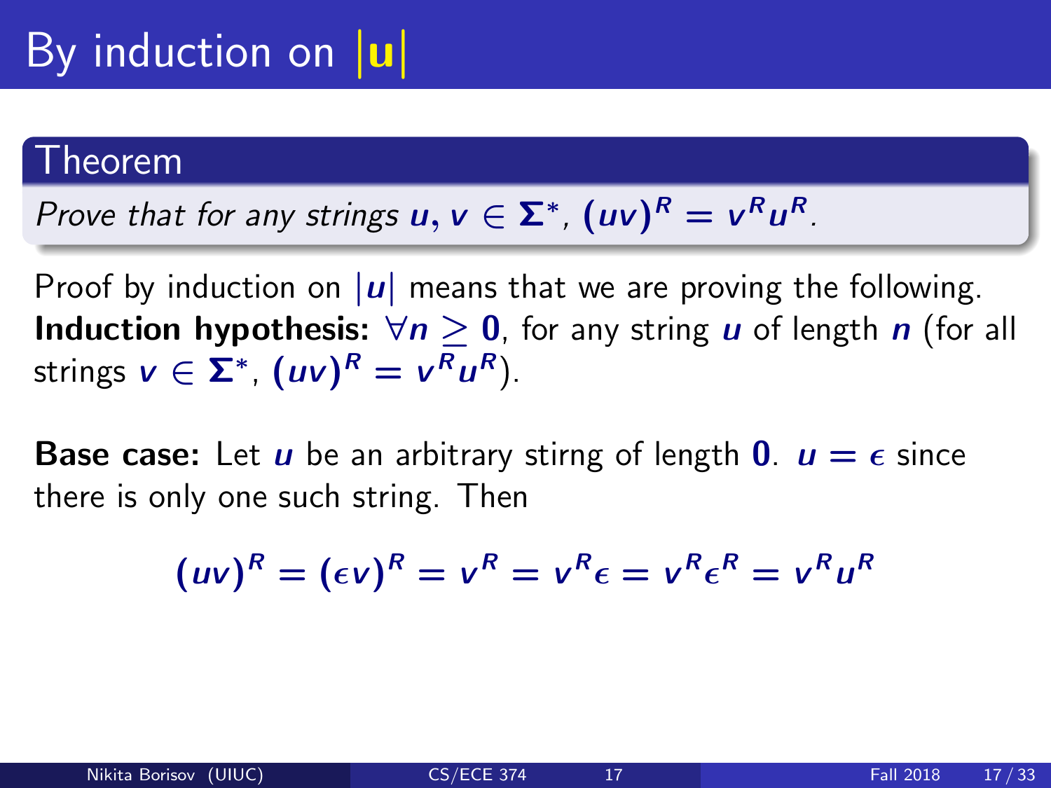# By induction on $|\mathbf{u}|$

## Theorem

*Prove that for any strings $u, v \in \Sigma^*$, $(uv)^R = v^R u^R$.*

Proof by induction on $|u|$ means that we are proving the following.
**Induction hypothesis:** $\forall n \geq 0$, for any string $u$ of length $n$ (for all strings $v \in \Sigma^*$, $(uv)^R = v^R u^R$).

**Base case:** Let $u$ be an arbitrary stirng of length $0$. $u = \epsilon$ since there is only one such string. Then

$$(uv)^R = (\epsilon v)^R = v^R = v^R \epsilon = v^R \epsilon^R = v^R u^R$$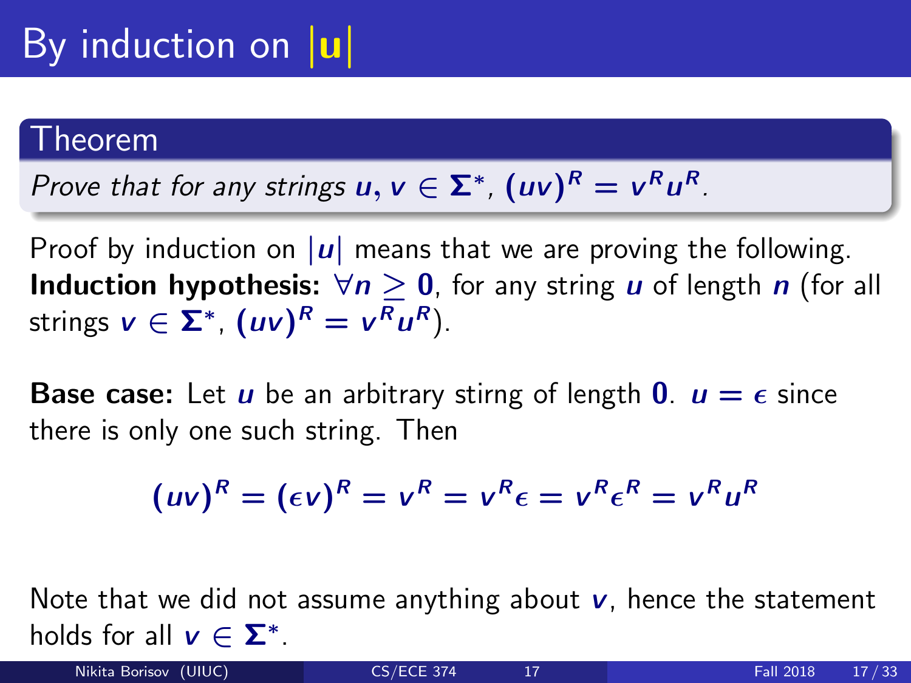# By induction on $|u|$

**Theorem**

*Prove that for any strings $u, v \in \Sigma^*$, $(uv)^R = v^R u^R$.*

Proof by induction on $|u|$ means that we are proving the following.
**Induction hypothesis:** $\forall n \geq 0$, for any string $u$ of length $n$ (for all strings $v \in \Sigma^*$, $(uv)^R = v^R u^R$).

**Base case:** Let $u$ be an arbitrary stirng of length $0$. $u = \epsilon$ since there is only one such string. Then

$$(uv)^R = (\epsilon v)^R = v^R = v^R \epsilon = v^R \epsilon^R = v^R u^R$$

Note that we did not assume anything about $v$, hence the statement holds for all $v \in \Sigma^*$.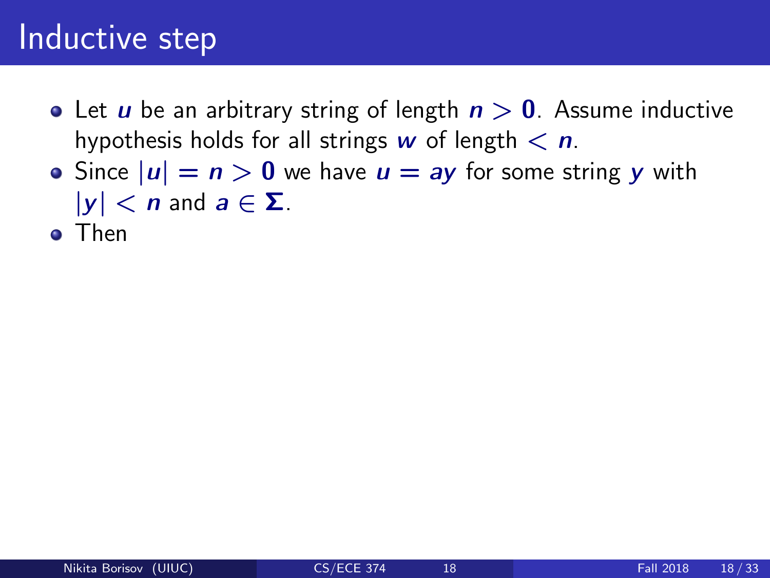# Inductive step

- Let $u$ be an arbitrary string of length $n > 0$. Assume inductive hypothesis holds for all strings $w$ of length $< n$.
- Since $|u| = n > 0$ we have $u = ay$ for some string $y$ with $|y| < n$ and $a \in \Sigma$.
- Then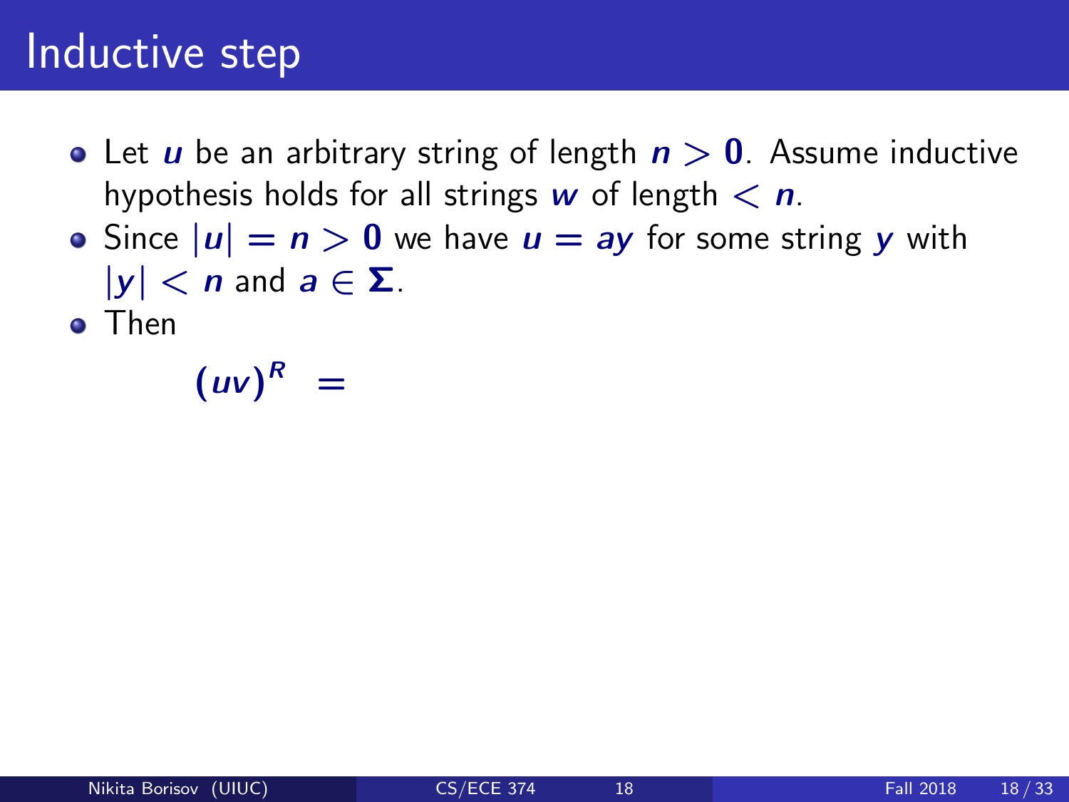# Inductive step

- Let $u$ be an arbitrary string of length $n > 0$. Assume inductive hypothesis holds for all strings $w$ of length $< n$.
- Since $|u| = n > 0$ we have $u = ay$ for some string $y$ with $|y| < n$ and $a \in \Sigma$.
- Then

$$(uv)^R =$$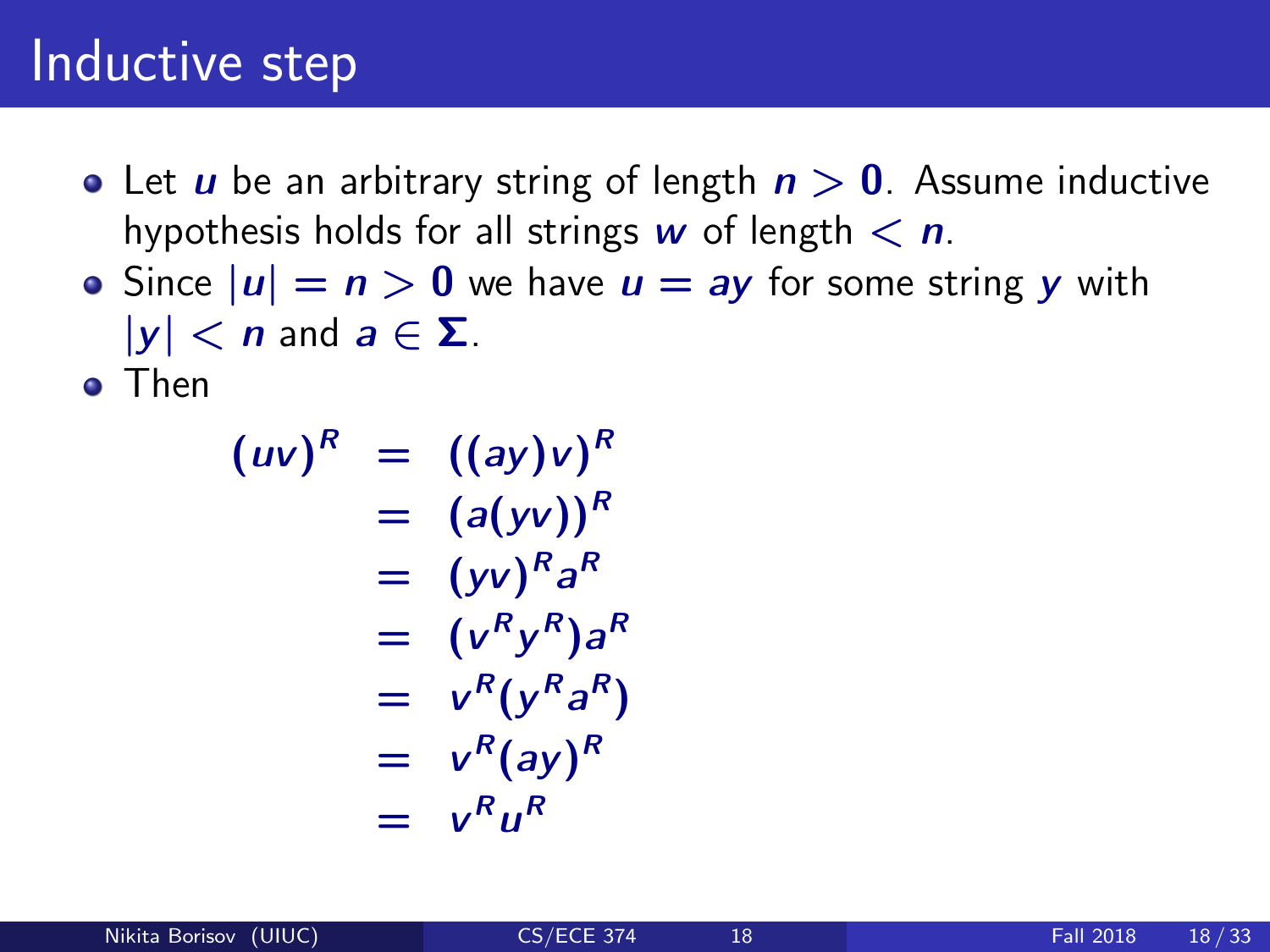# Inductive step

- Let $u$ be an arbitrary string of length $n > 0$. Assume inductive hypothesis holds for all strings $w$ of length $< n$.
- Since $|u| = n > 0$ we have $u = ay$ for some string $y$ with $|y| < n$ and $a \in \Sigma$.
- Then

$$
\begin{aligned}
(uv)^R &= ((ay)v)^R \\
&= (a(yv))^R \\
&= (yv)^R a^R \\
&= (v^R y^R) a^R \\
&= v^R (y^R a^R) \\
&= v^R (ay)^R \\
&= v^R u^R
\end{aligned}
$$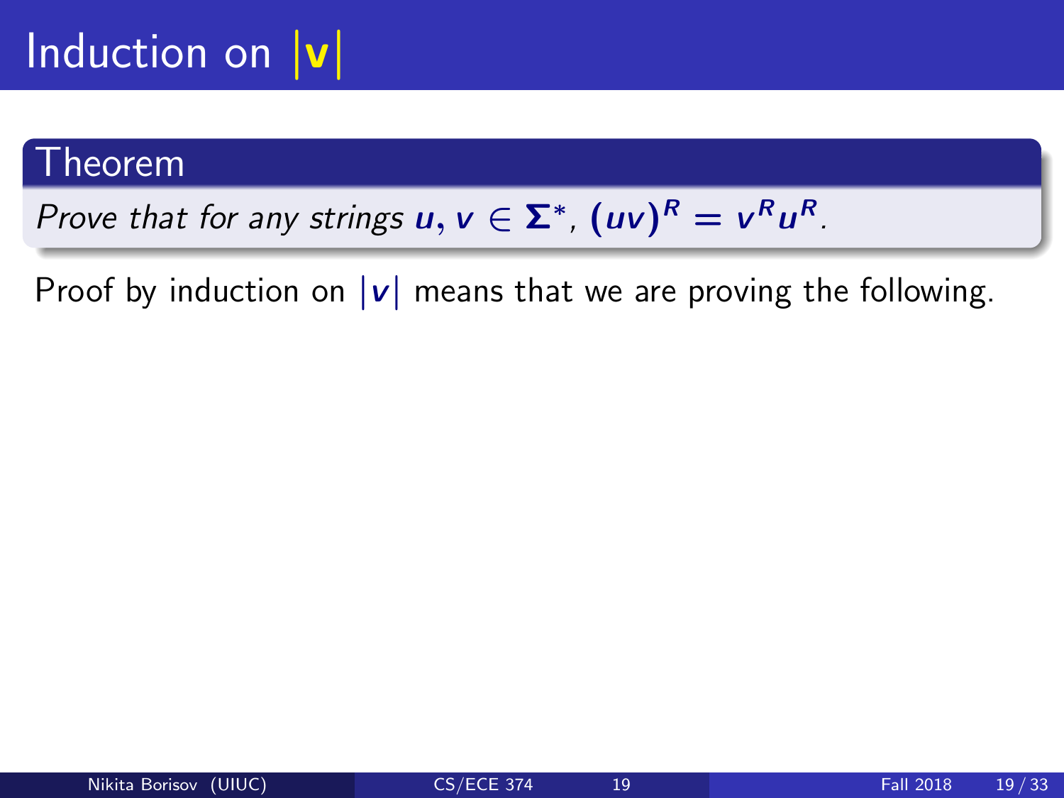# Induction on $|v|$

## Theorem

*Prove that for any strings* $u, v \in \Sigma^*$, $(uv)^R = v^R u^R$.

Proof by induction on $|v|$ means that we are proving the following.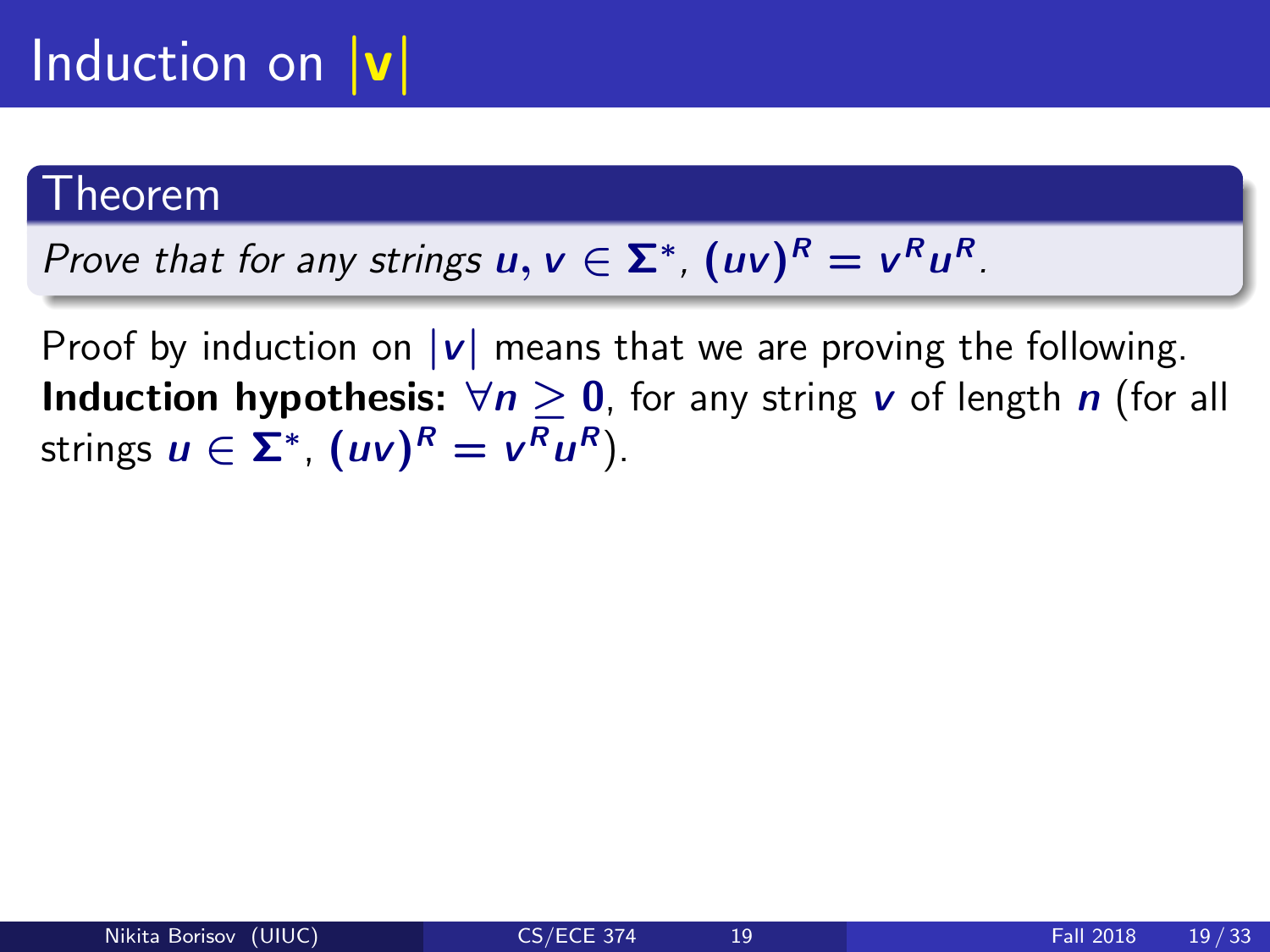# Induction on $|v|$

## Theorem

*Prove that for any strings* $u, v \in \Sigma^*$, $(uv)^R = v^R u^R$.

Proof by induction on $|v|$ means that we are proving the following.
**Induction hypothesis:** $\forall n \geq 0$, for any string $v$ of length $n$ (for all strings $u \in \Sigma^*$, $(uv)^R = v^R u^R$).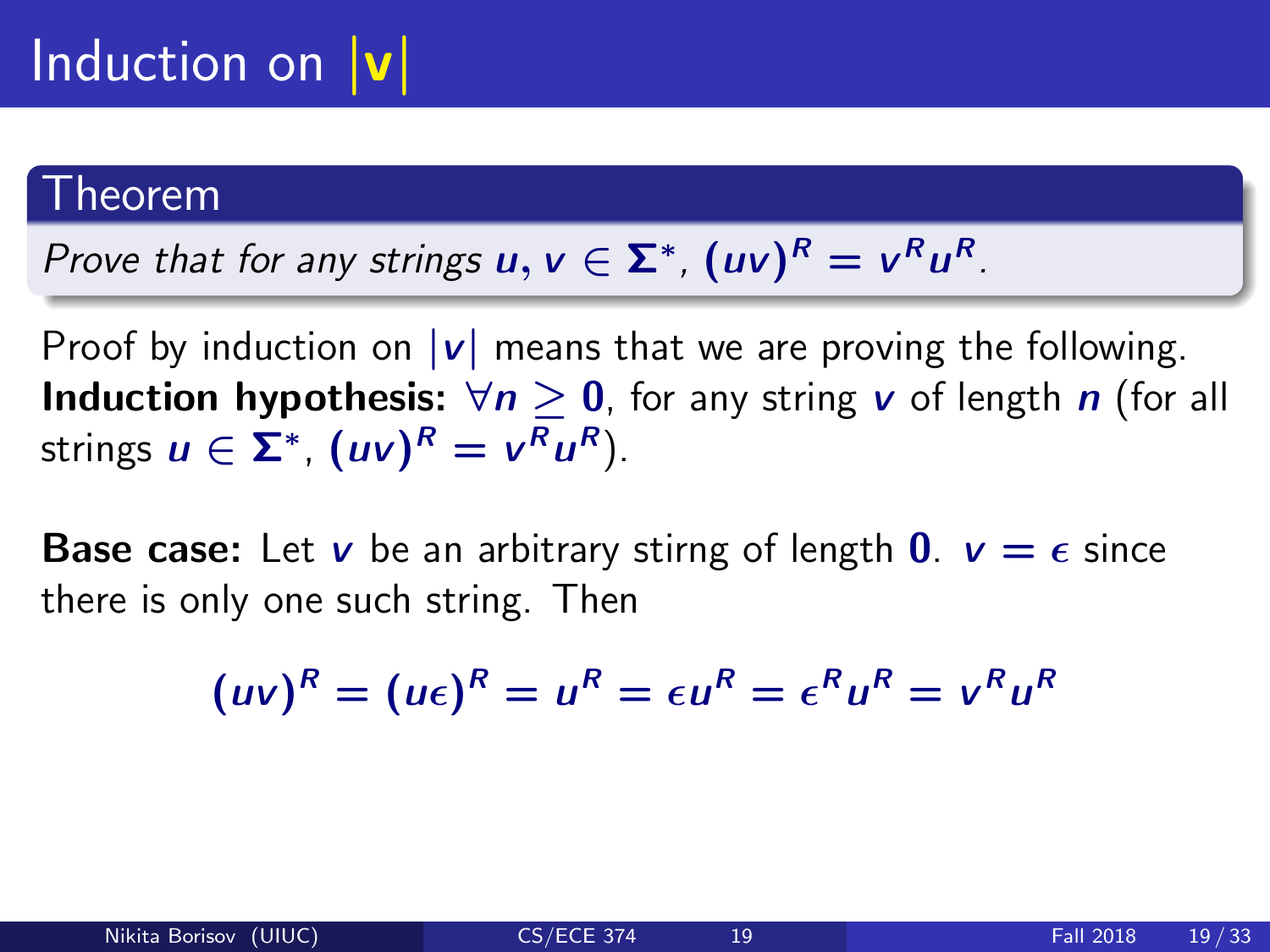# Induction on $|v|$

## Theorem

*Prove that for any strings $u, v \in \Sigma^*$, $(uv)^R = v^R u^R$.*

Proof by induction on $|v|$ means that we are proving the following.
**Induction hypothesis:** $\forall n \geq 0$, for any string $v$ of length $n$ (for all strings $u \in \Sigma^*$, $(uv)^R = v^R u^R$).

**Base case:** Let $v$ be an arbitrary stirng of length $0$. $v = \epsilon$ since there is only one such string. Then

$$(uv)^R = (u\epsilon)^R = u^R = \epsilon u^R = \epsilon^R u^R = v^R u^R$$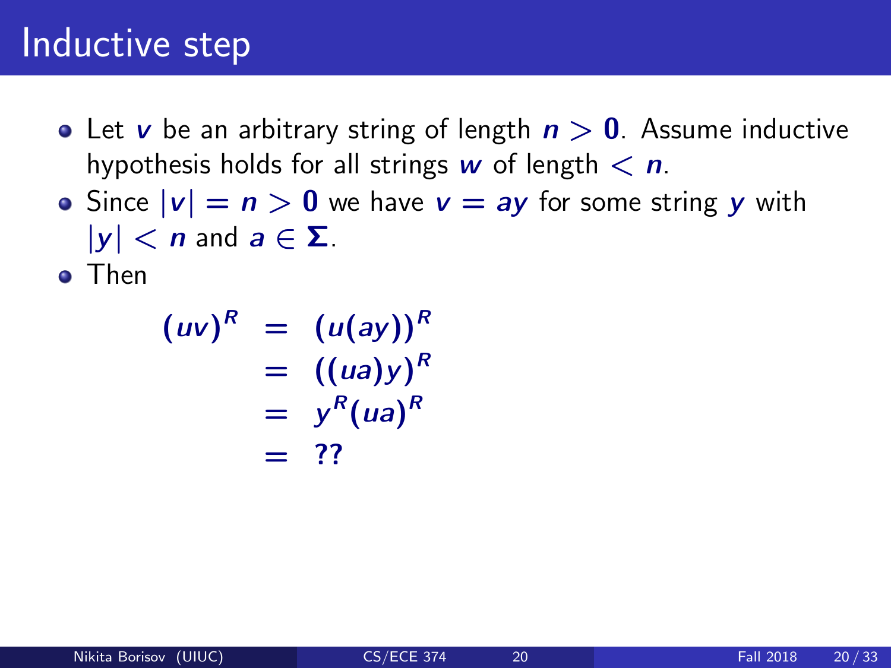# Inductive step

- Let $v$ be an arbitrary string of length $n > 0$. Assume inductive hypothesis holds for all strings $w$ of length $< n$.
- Since $|v| = n > 0$ we have $v = ay$ for some string $y$ with $|y| < n$ and $a \in \Sigma$.
- Then

$$
\begin{aligned}
(uv)^R &= (u(ay))^R \\
&= ((ua)y)^R \\
&= y^R(ua)^R \\
&= ??
\end{aligned}
$$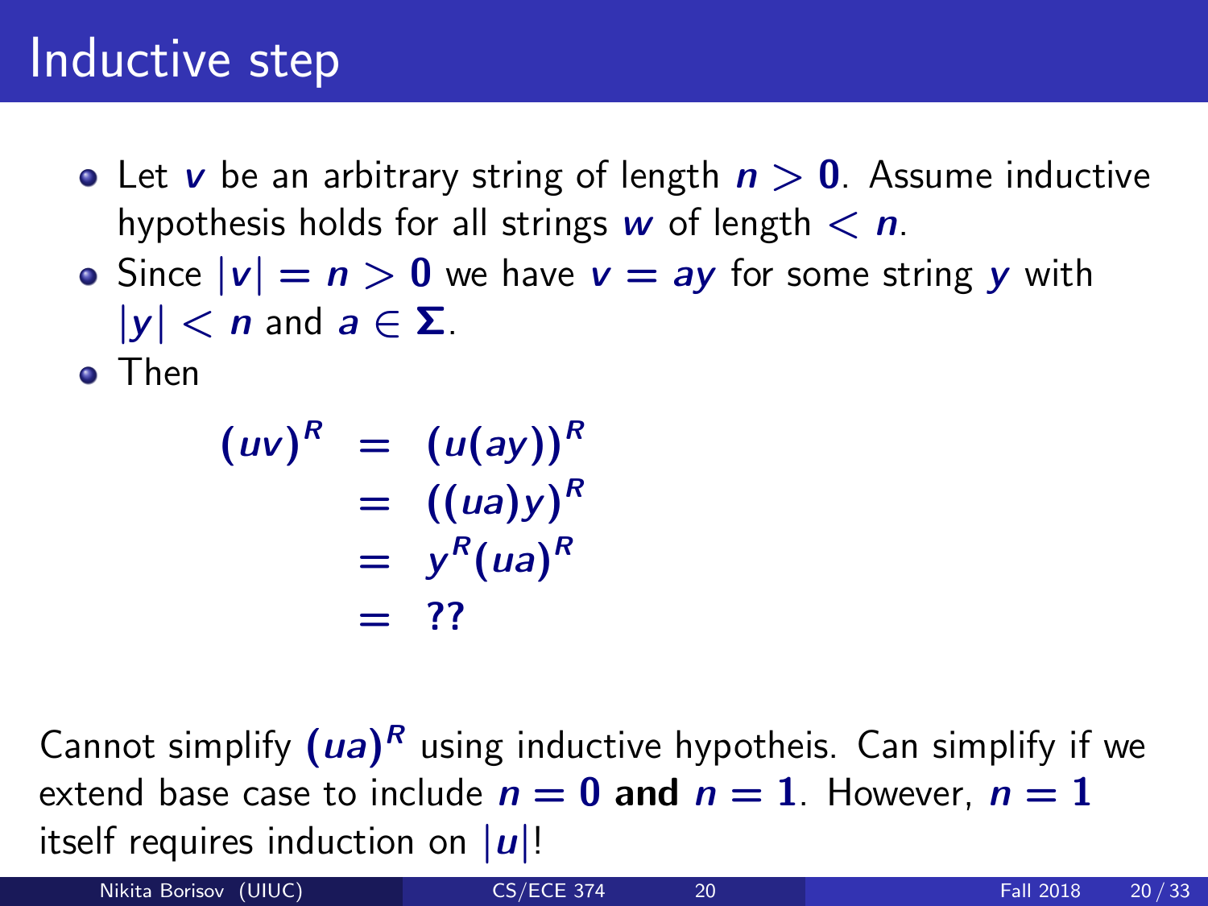# Inductive step

- Let $v$ be an arbitrary string of length $n > 0$. Assume inductive hypothesis holds for all strings $w$ of length $< n$.
- Since $|v| = n > 0$ we have $v = ay$ for some string $y$ with $|y| < n$ and $a \in \Sigma$.
- Then

$$
\begin{aligned}
(uv)^R &= (u(ay))^R \\
&= ((ua)y)^R \\
&= y^R(ua)^R \\
&= ??
\end{aligned}
$$

Cannot simplify $(ua)^R$ using inductive hypotheis. Can simplify if we extend base case to include $n = 0$ **and** $n = 1$. However, $n = 1$ itself requires induction on $|u|$!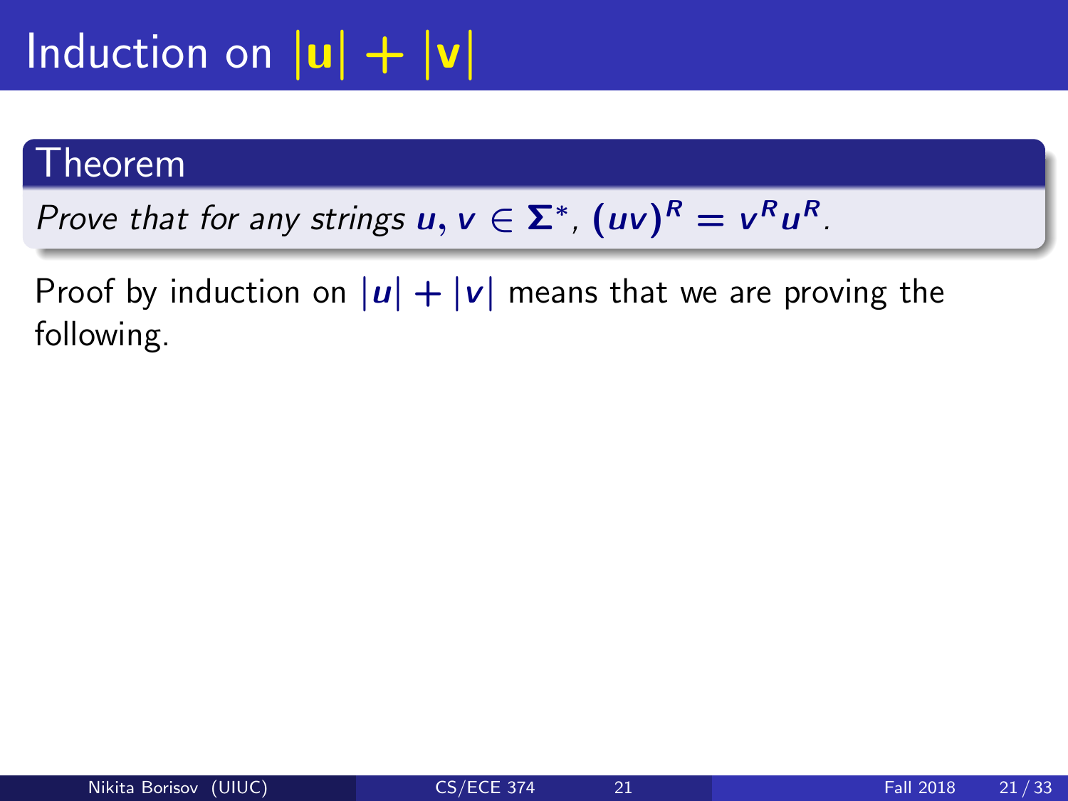# Induction on $|\mathbf{u}| + |\mathbf{v}|$

**Theorem**

*Prove that for any strings $u, v \in \Sigma^*$, $(uv)^R = v^R u^R$.*

Proof by induction on $|u| + |v|$ means that we are proving the following.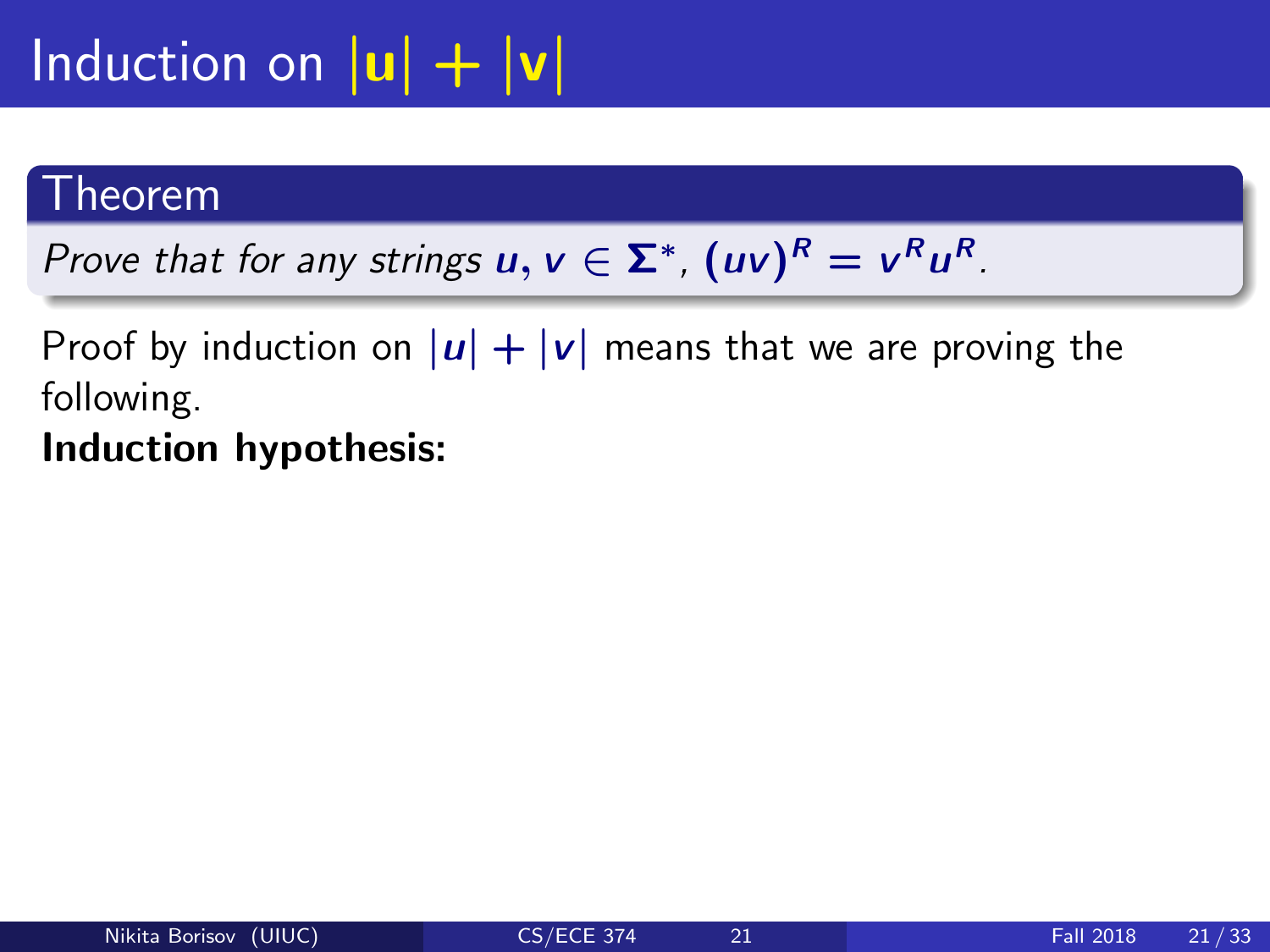# Induction on $|\mathbf{u}| + |\mathbf{v}|$

## Theorem

*Prove that for any strings* $\boldsymbol{u}, \boldsymbol{v} \in \boldsymbol{\Sigma}^*$, $(\boldsymbol{uv})^{\boldsymbol{R}} = \boldsymbol{v}^{\boldsymbol{R}}\boldsymbol{u}^{\boldsymbol{R}}$.

Proof by induction on $|\boldsymbol{u}| + |\boldsymbol{v}|$ means that we are proving the following.

**Induction hypothesis:**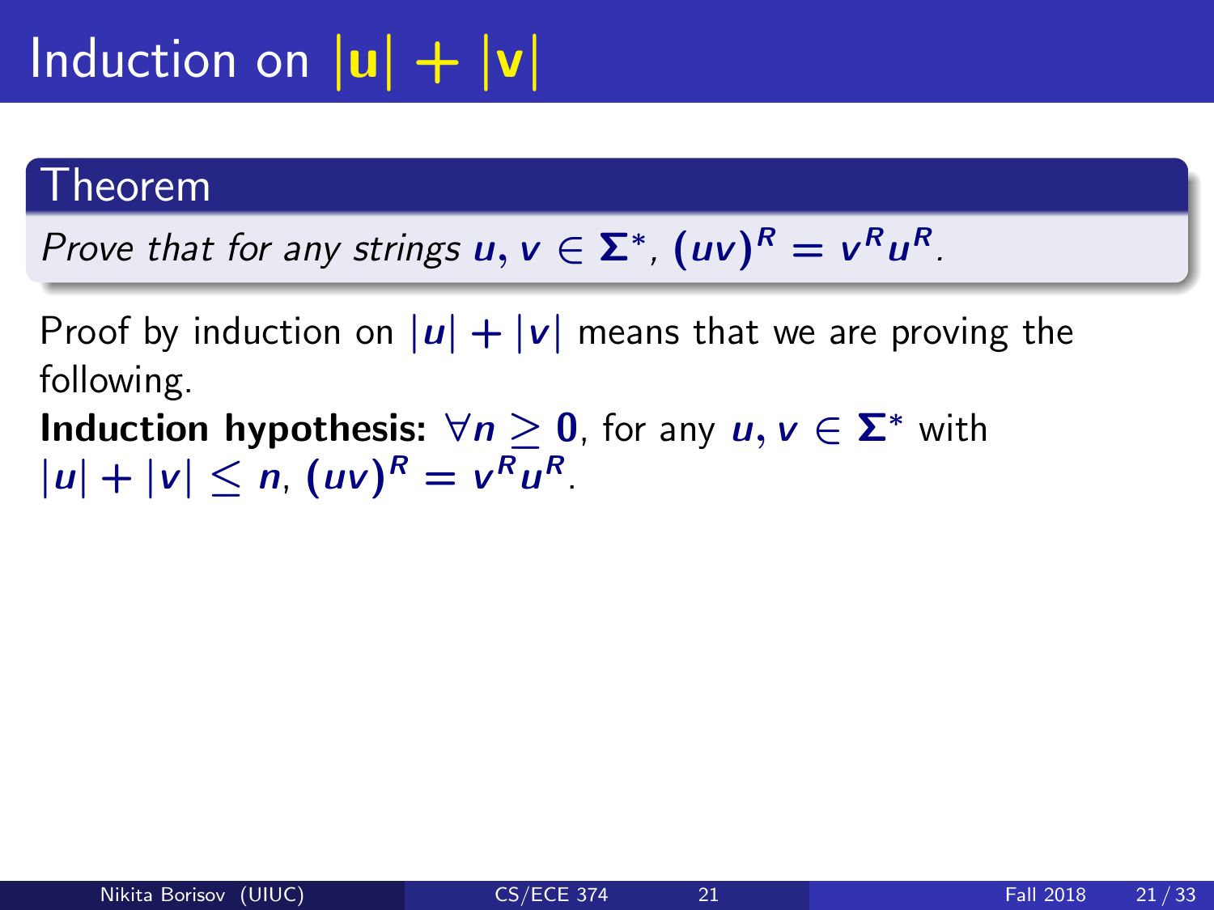# Induction on $|u| + |v|$

## Theorem

*Prove that for any strings $u, v \in \Sigma^*$, $(uv)^R = v^R u^R$.*

Proof by induction on $|u| + |v|$ means that we are proving the following.

**Induction hypothesis:** $\forall n \geq 0$, for any $u, v \in \Sigma^*$ with $|u| + |v| \leq n$, $(uv)^R = v^R u^R$.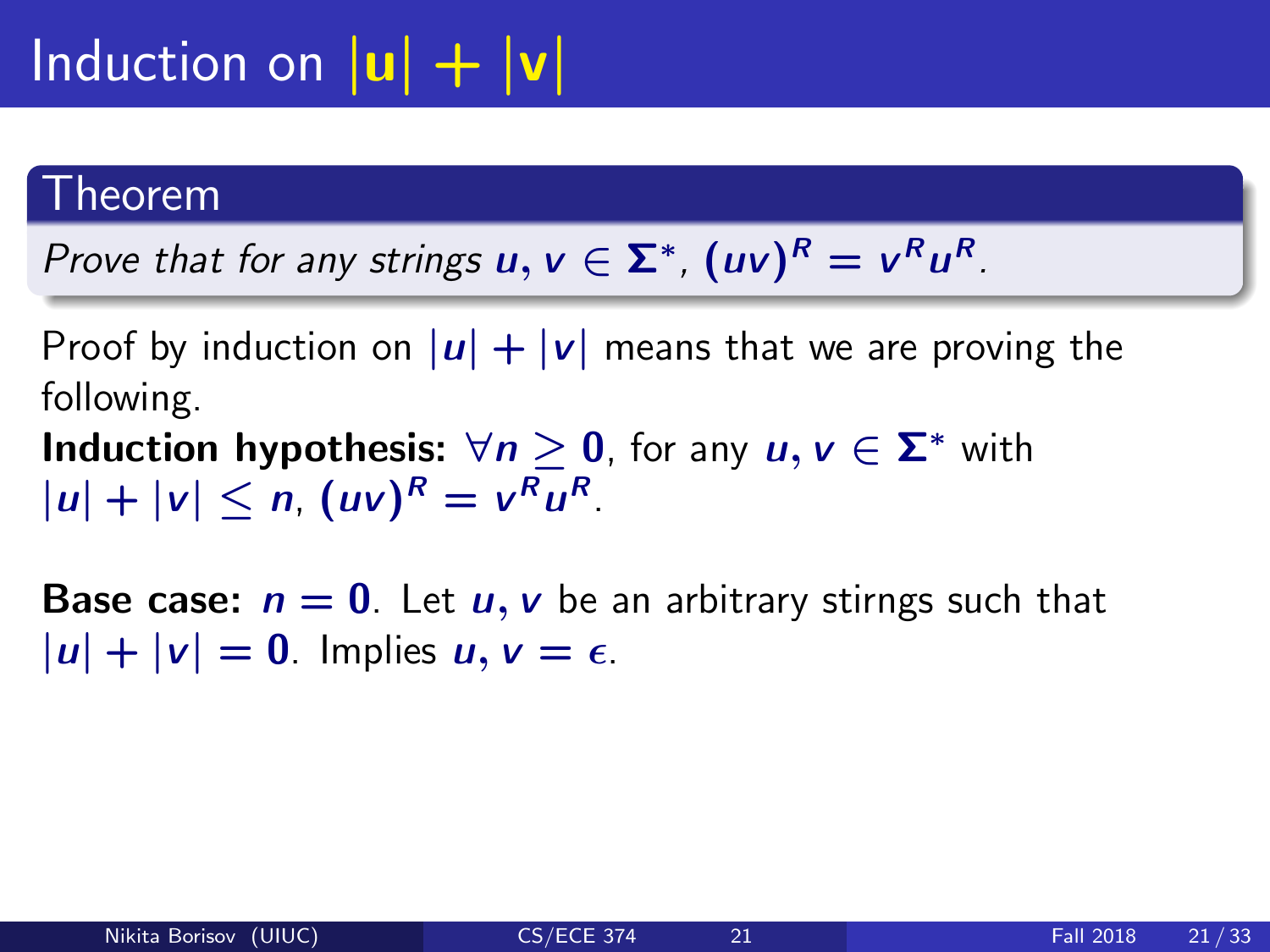# Induction on $|\mathbf{u}| + |\mathbf{v}|$

## Theorem

*Prove that for any strings $u, v \in \Sigma^*$, $(uv)^R = v^R u^R$.*

Proof by induction on $|u| + |v|$ means that we are proving the following.

**Induction hypothesis:** $\forall n \geq 0$, for any $u, v \in \Sigma^*$ with $|u| + |v| \leq n$, $(uv)^R = v^R u^R$.

**Base case:** $n = 0$. Let $u, v$ be an arbitrary stirngs such that $|u| + |v| = 0$. Implies $u, v = \epsilon$.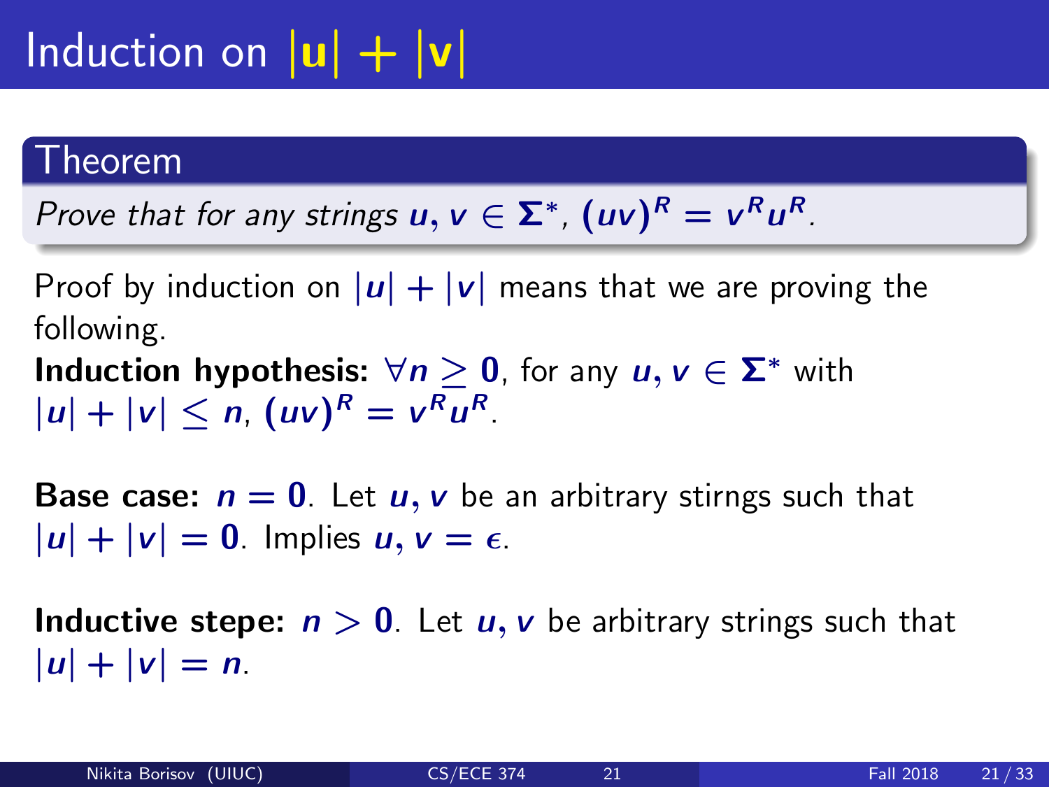# Induction on $|\mathbf{u}| + |\mathbf{v}|$

## Theorem

*Prove that for any strings $u, v \in \Sigma^*$, $(uv)^R = v^R u^R$.*

Proof by induction on $|u| + |v|$ means that we are proving the following.

**Induction hypothesis:** $\forall n \geq 0$, for any $u, v \in \Sigma^*$ with $|u| + |v| \leq n$, $(uv)^R = v^R u^R$.

**Base case:** $n = 0$. Let $u, v$ be an arbitrary stirngs such that $|u| + |v| = 0$. Implies $u, v = \epsilon$.

**Inductive stepe:** $n > 0$. Let $u, v$ be arbitrary strings such that $|u| + |v| = n$.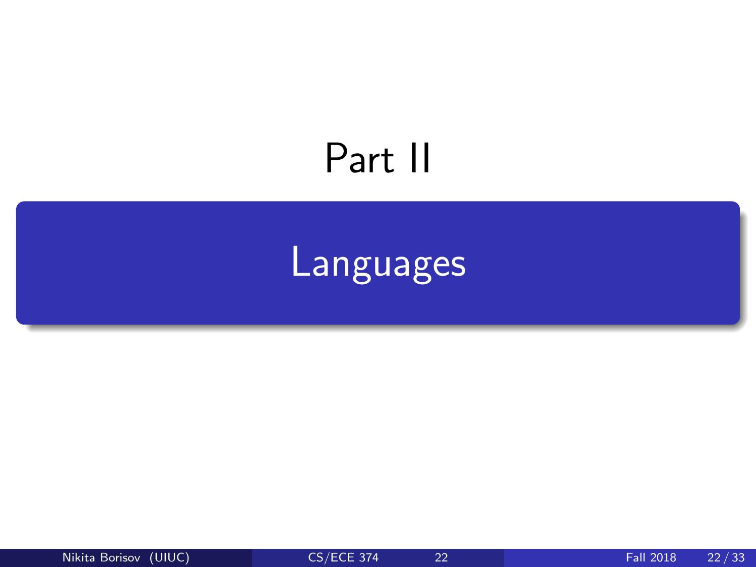# Part II

## Languages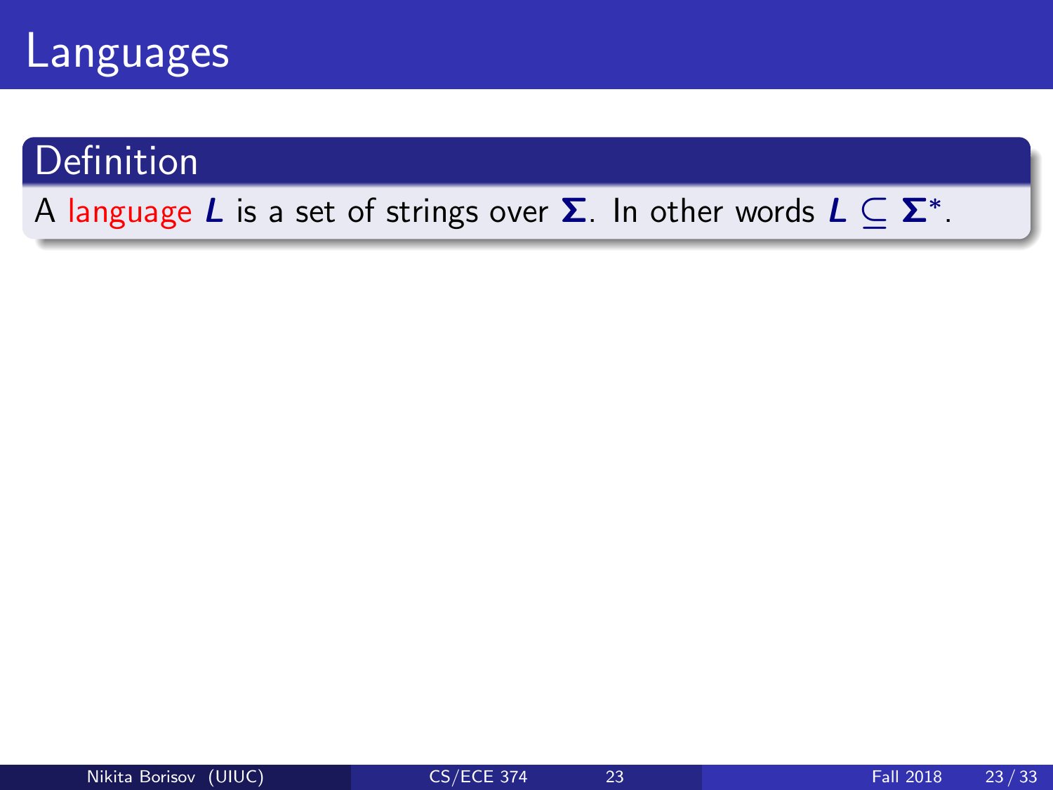# Languages

**Definition**

A language $L$ is a set of strings over $\Sigma$. In other words $L \subseteq \Sigma^*$.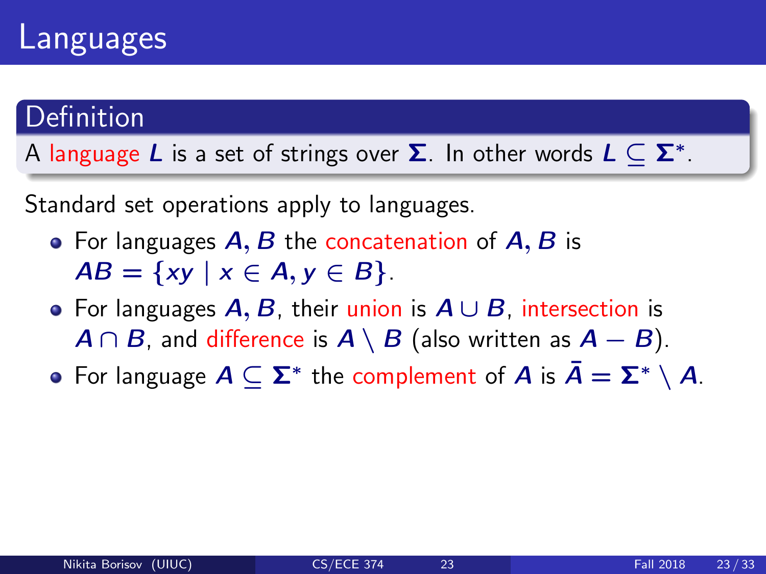# Languages

## Definition

A language $L$ is a set of strings over $\Sigma$. In other words $L \subseteq \Sigma^*$.

Standard set operations apply to languages.

- For languages $A, B$ the concatenation of $A, B$ is $AB = \{xy \mid x \in A, y \in B\}$.
- For languages $A, B$, their union is $A \cup B$, intersection is $A \cap B$, and difference is $A \setminus B$ (also written as $A - B$).
- For language $A \subseteq \Sigma^*$ the complement of $A$ is $\bar{A} = \Sigma^* \setminus A$.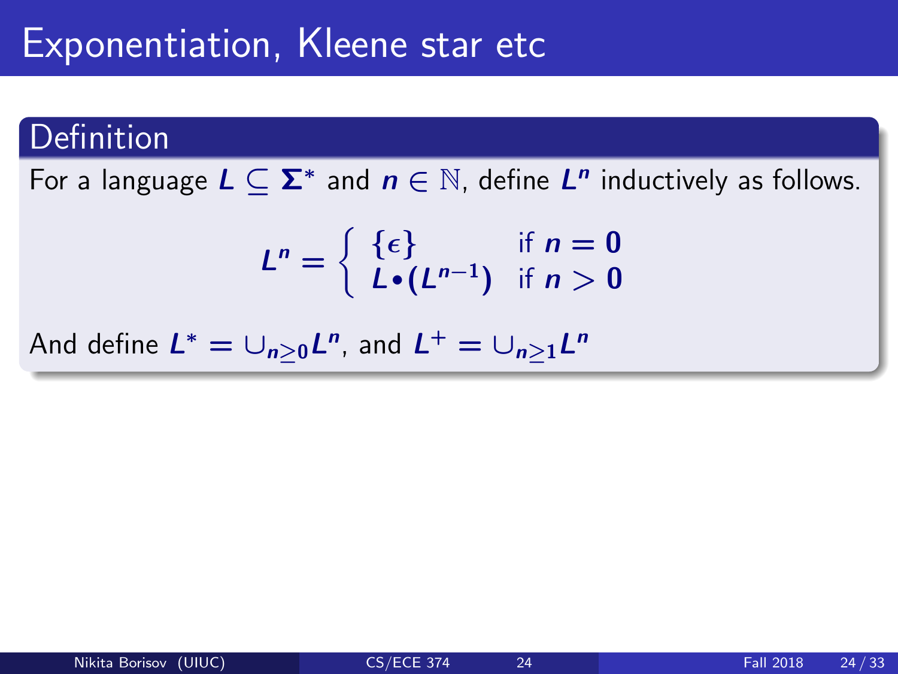# Exponentiation, Kleene star etc

## Definition

For a language $L \subseteq \Sigma^*$ and $n \in \mathbb{N}$, define $L^n$ inductively as follows.

$$L^n = \begin{cases} \{\epsilon\} & \text{if } n = 0 \\ L \bullet (L^{n-1}) & \text{if } n > 0 \end{cases}$$

And define $L^* = \cup_{n \geq 0} L^n$, and $L^+ = \cup_{n \geq 1} L^n$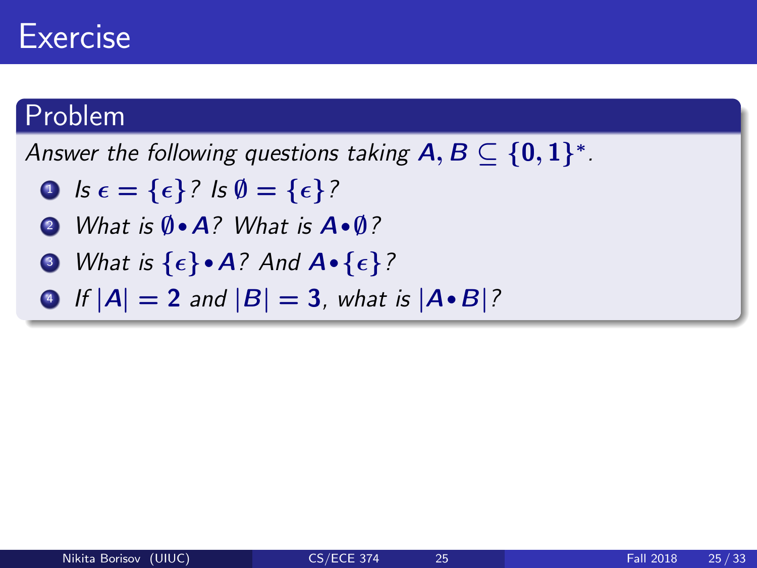# Exercise

## Problem

*Answer the following questions taking* $A, B \subseteq \{0,1\}^*$.

1. *Is* $\epsilon = \{\epsilon\}$*? Is* $\emptyset = \{\epsilon\}$*?*
2. *What is* $\emptyset \bullet A$*? What is* $A \bullet \emptyset$*?*
3. *What is* $\{\epsilon\} \bullet A$*? And* $A \bullet \{\epsilon\}$*?*
4. *If* $|A| = 2$ *and* $|B| = 3$*, what is* $|A \bullet B|$*?*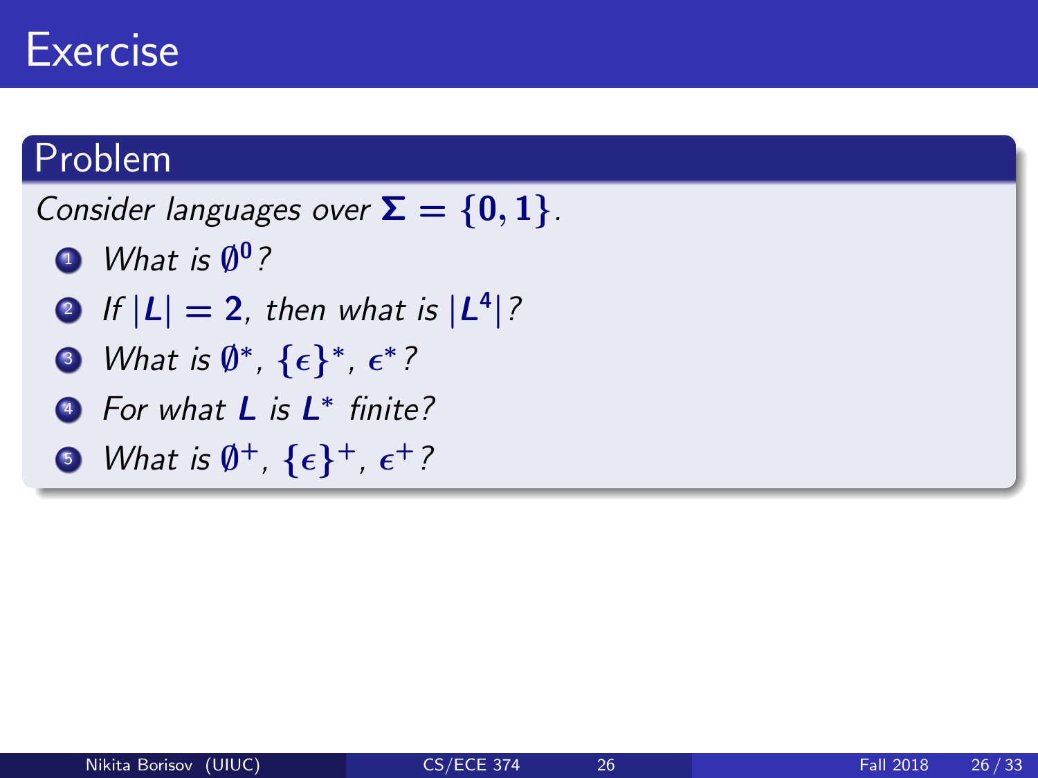# Exercise

## Problem

*Consider languages over* $\Sigma = \{0, 1\}$.

1. *What is* $\emptyset^0$?
2. *If* $|L| = 2$, *then what is* $|L^4|$?
3. *What is* $\emptyset^*$, $\{\epsilon\}^*$, $\epsilon^*$?
4. *For what* $L$ *is* $L^*$ *finite?*
5. *What is* $\emptyset^+$, $\{\epsilon\}^+$, $\epsilon^+$?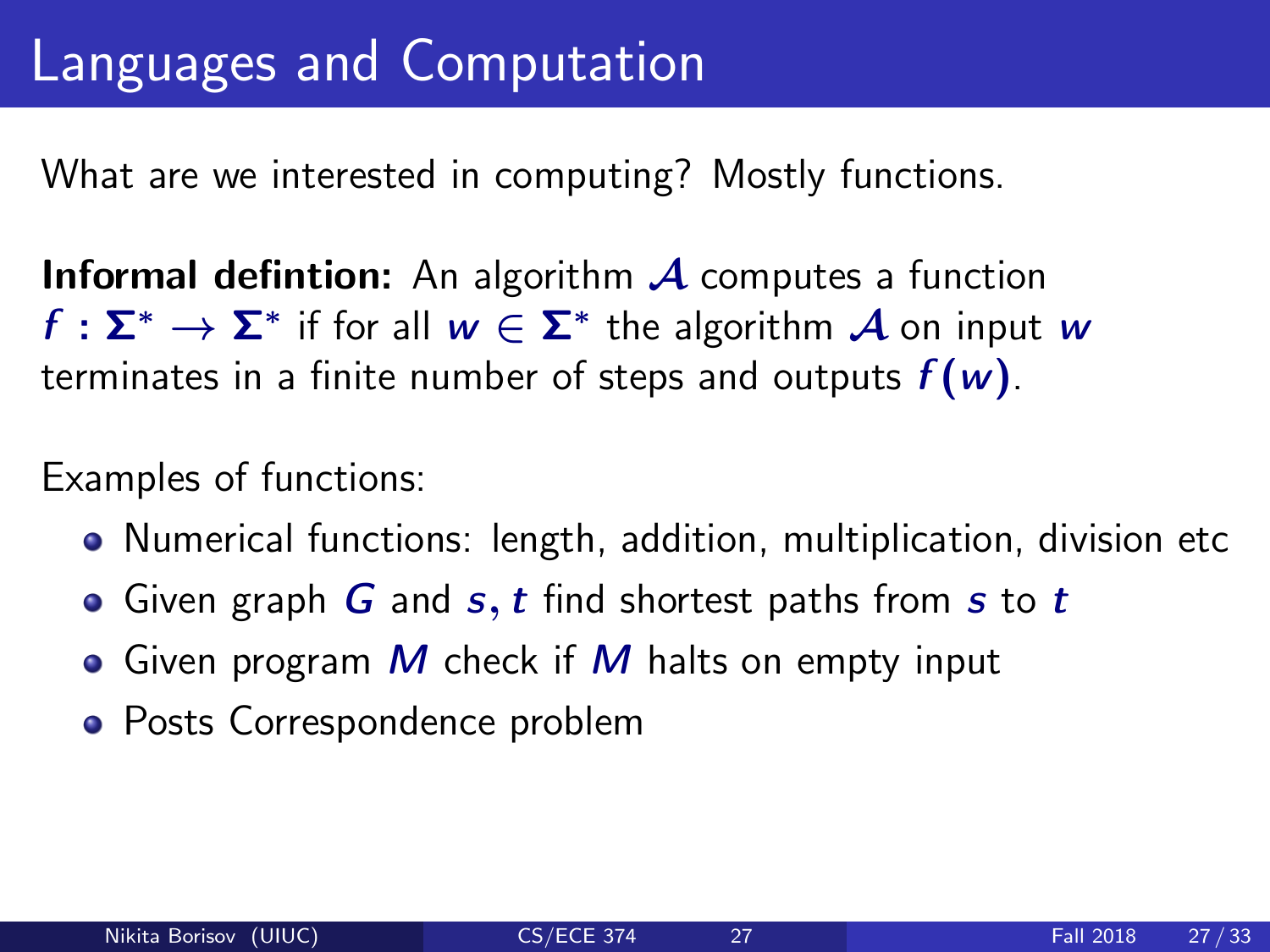# Languages and Computation

What are we interested in computing? Mostly functions.

**Informal defintion:** An algorithm $\mathcal{A}$ computes a function $f : \Sigma^* \to \Sigma^*$ if for all $w \in \Sigma^*$ the algorithm $\mathcal{A}$ on input $w$ terminates in a finite number of steps and outputs $f(w)$.

Examples of functions:

- Numerical functions: length, addition, multiplication, division etc
- Given graph $G$ and $s, t$ find shortest paths from $s$ to $t$
- Given program $M$ check if $M$ halts on empty input
- Posts Correspondence problem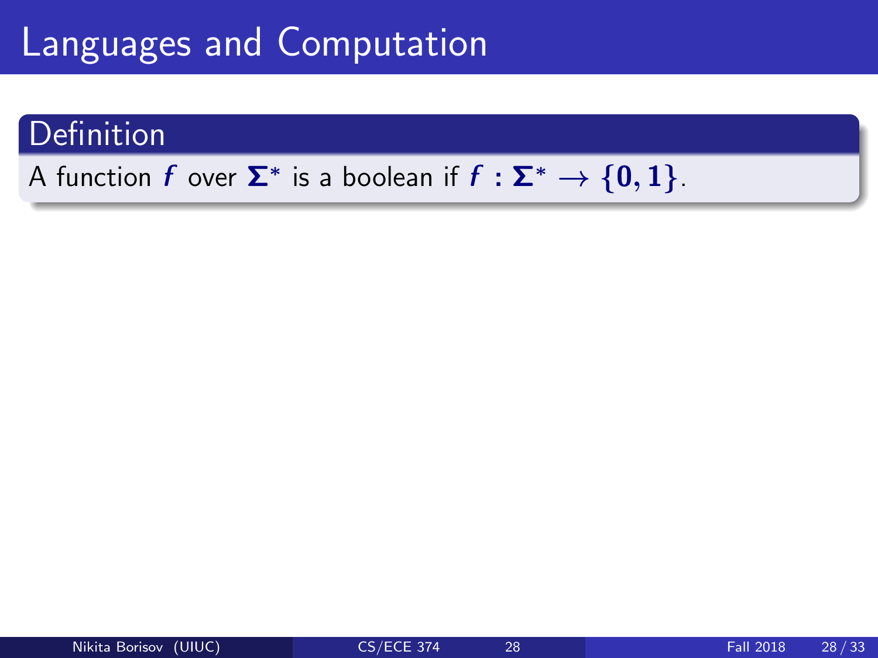# Languages and Computation

## Definition

A function $f$ over $\Sigma^*$ is a boolean if $f : \Sigma^* \rightarrow \{0, 1\}$.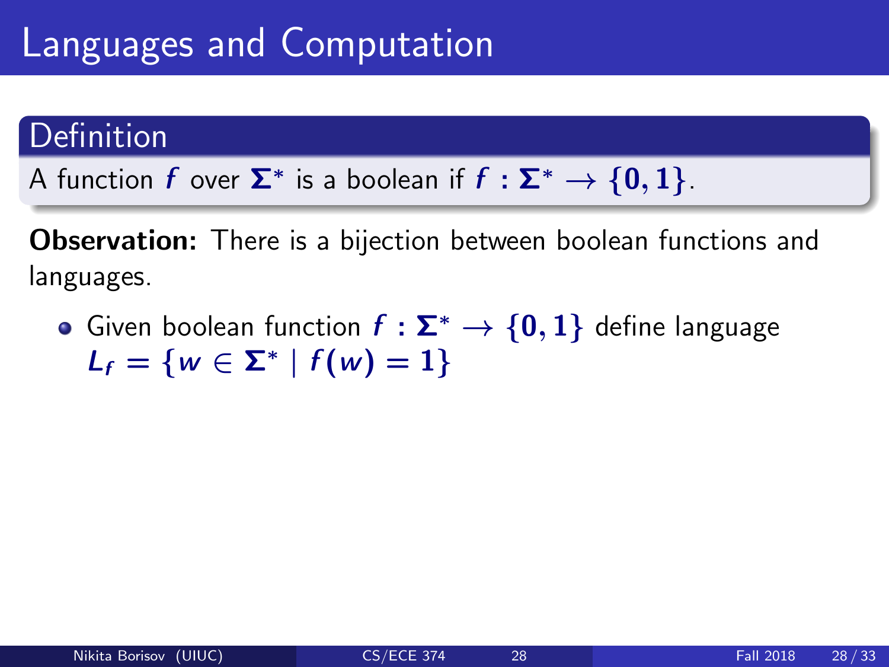# Languages and Computation

**Definition**

A function $f$ over $\Sigma^*$ is a boolean if $f : \Sigma^* \rightarrow \{0, 1\}$.

**Observation:** There is a bijection between boolean functions and languages.

- Given boolean function $f : \Sigma^* \rightarrow \{0, 1\}$ define language $L_f = \{w \in \Sigma^* \mid f(w) = 1\}$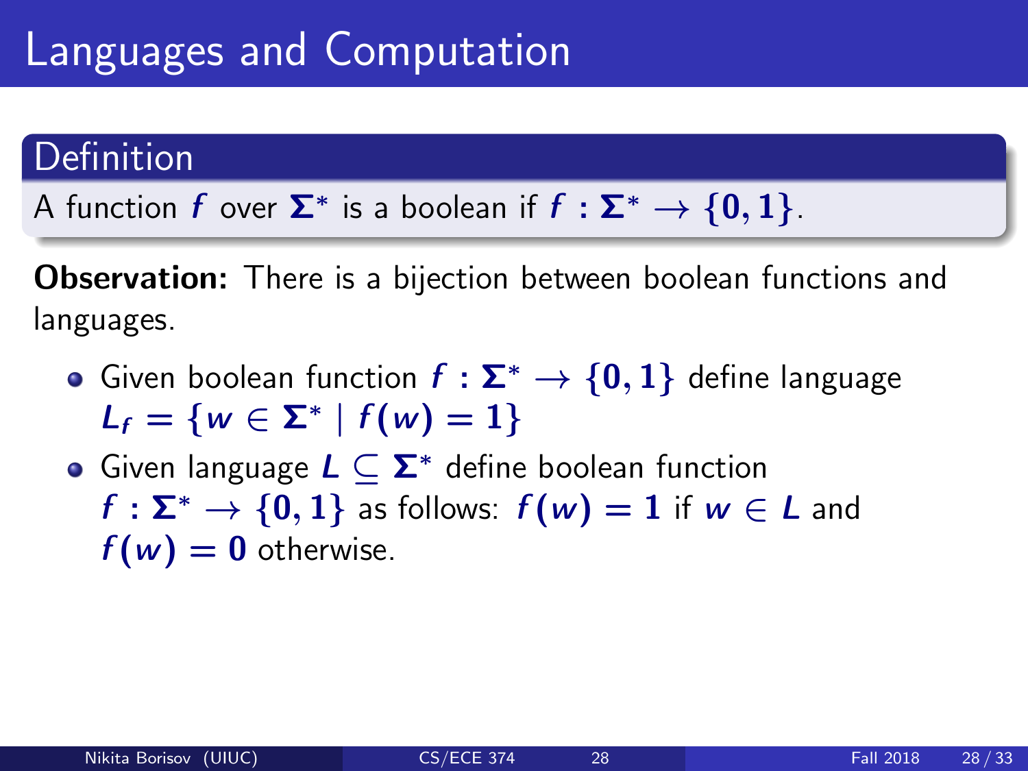# Languages and Computation

## Definition

A function $f$ over $\Sigma^*$ is a boolean if $f : \Sigma^* \rightarrow \{0, 1\}$.

**Observation:** There is a bijection between boolean functions and languages.

- Given boolean function $f : \Sigma^* \rightarrow \{0, 1\}$ define language $L_f = \{w \in \Sigma^* \mid f(w) = 1\}$
- Given language $L \subseteq \Sigma^*$ define boolean function $f : \Sigma^* \rightarrow \{0, 1\}$ as follows: $f(w) = 1$ if $w \in L$ and $f(w) = 0$ otherwise.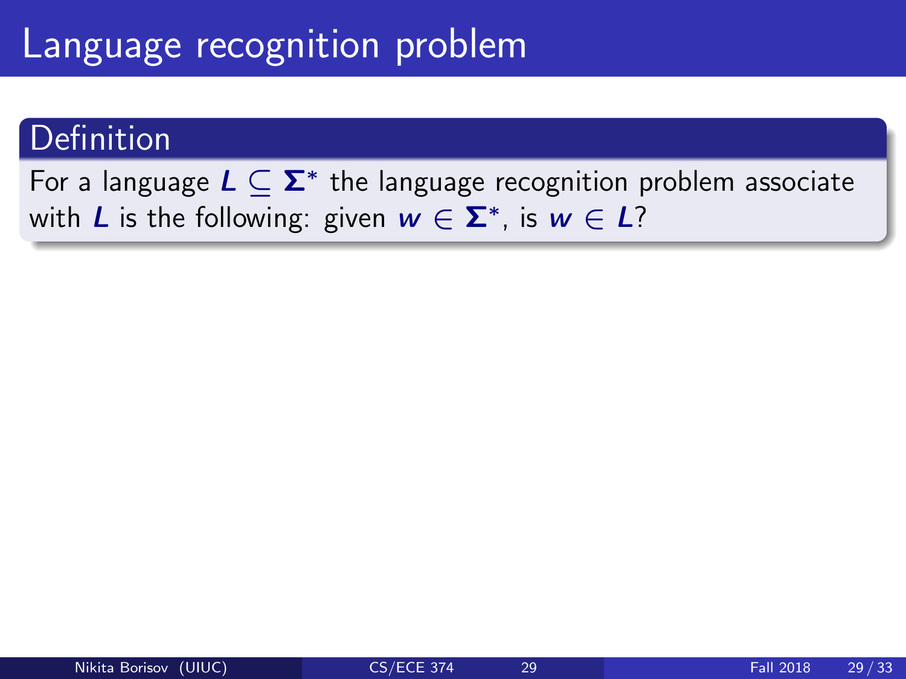# Language recognition problem

## Definition

For a language $L \subseteq \Sigma^*$ the language recognition problem associate with $L$ is the following: given $w \in \Sigma^*$, is $w \in L$?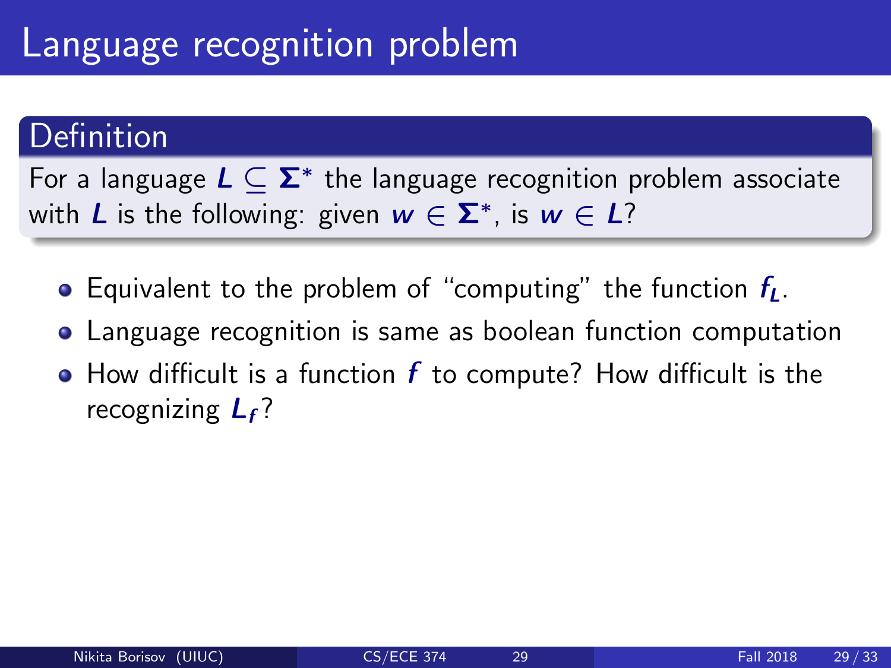# Language recognition problem

**Definition**

For a language $L \subseteq \Sigma^*$ the language recognition problem associate with $L$ is the following: given $w \in \Sigma^*$, is $w \in L$?

- Equivalent to the problem of "computing" the function $f_L$.
- Language recognition is same as boolean function computation
- How difficult is a function $f$ to compute? How difficult is the recognizing $L_f$?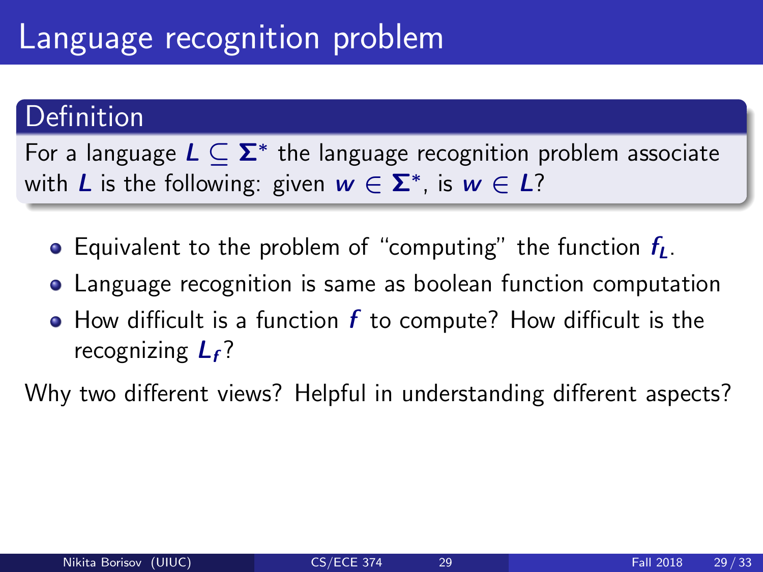# Language recognition problem

## Definition

For a language $L \subseteq \Sigma^*$ the language recognition problem associate with $L$ is the following: given $w \in \Sigma^*$, is $w \in L$?

- Equivalent to the problem of "computing" the function $f_L$.
- Language recognition is same as boolean function computation
- How difficult is a function $f$ to compute? How difficult is the recognizing $L_f$?

Why two different views? Helpful in understanding different aspects?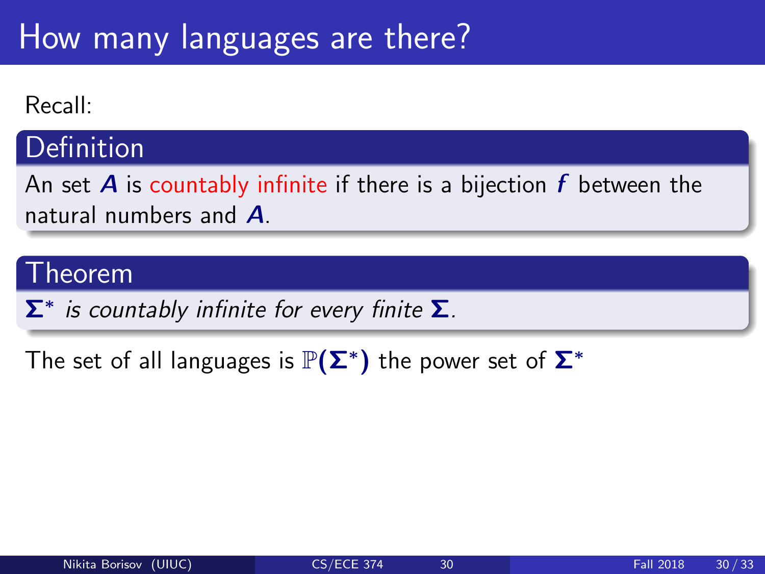# How many languages are there?

Recall:

**Definition**

An set $A$ is countably infinite if there is a bijection $f$ between the natural numbers and $A$.

**Theorem**

*$\Sigma^*$ is countably infinite for every finite $\Sigma$.*

The set of all languages is $\mathbb{P}(\Sigma^*)$ the power set of $\Sigma^*$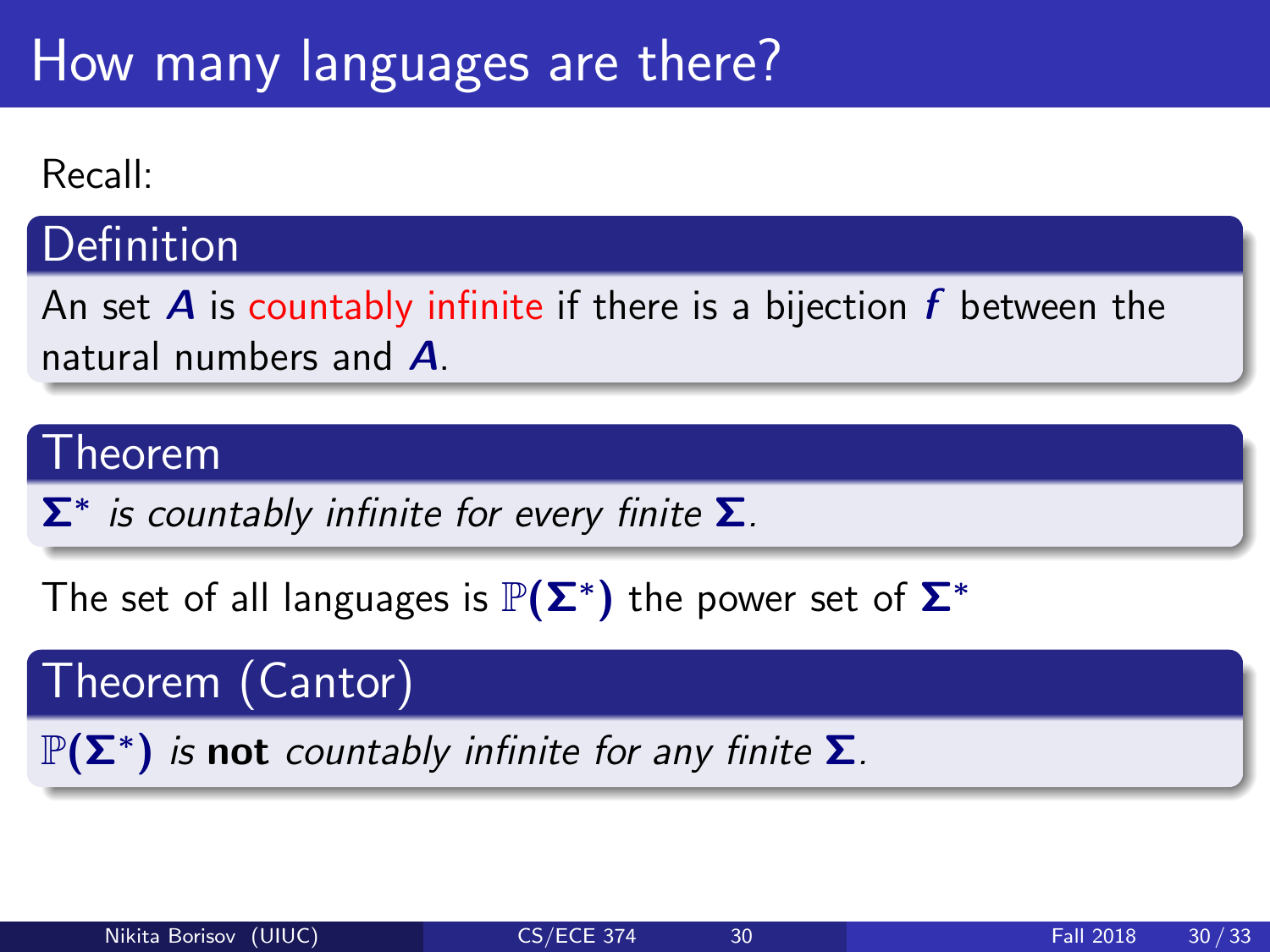# How many languages are there?

Recall:

**Definition**

An set $A$ is countably infinite if there is a bijection $f$ between the natural numbers and $A$.

**Theorem**

*$\Sigma^*$ is countably infinite for every finite $\Sigma$.*

The set of all languages is $\mathbb{P}(\Sigma^*)$ the power set of $\Sigma^*$

**Theorem (Cantor)**

*$\mathbb{P}(\Sigma^*)$ is* **not** *countably infinite for any finite $\Sigma$.*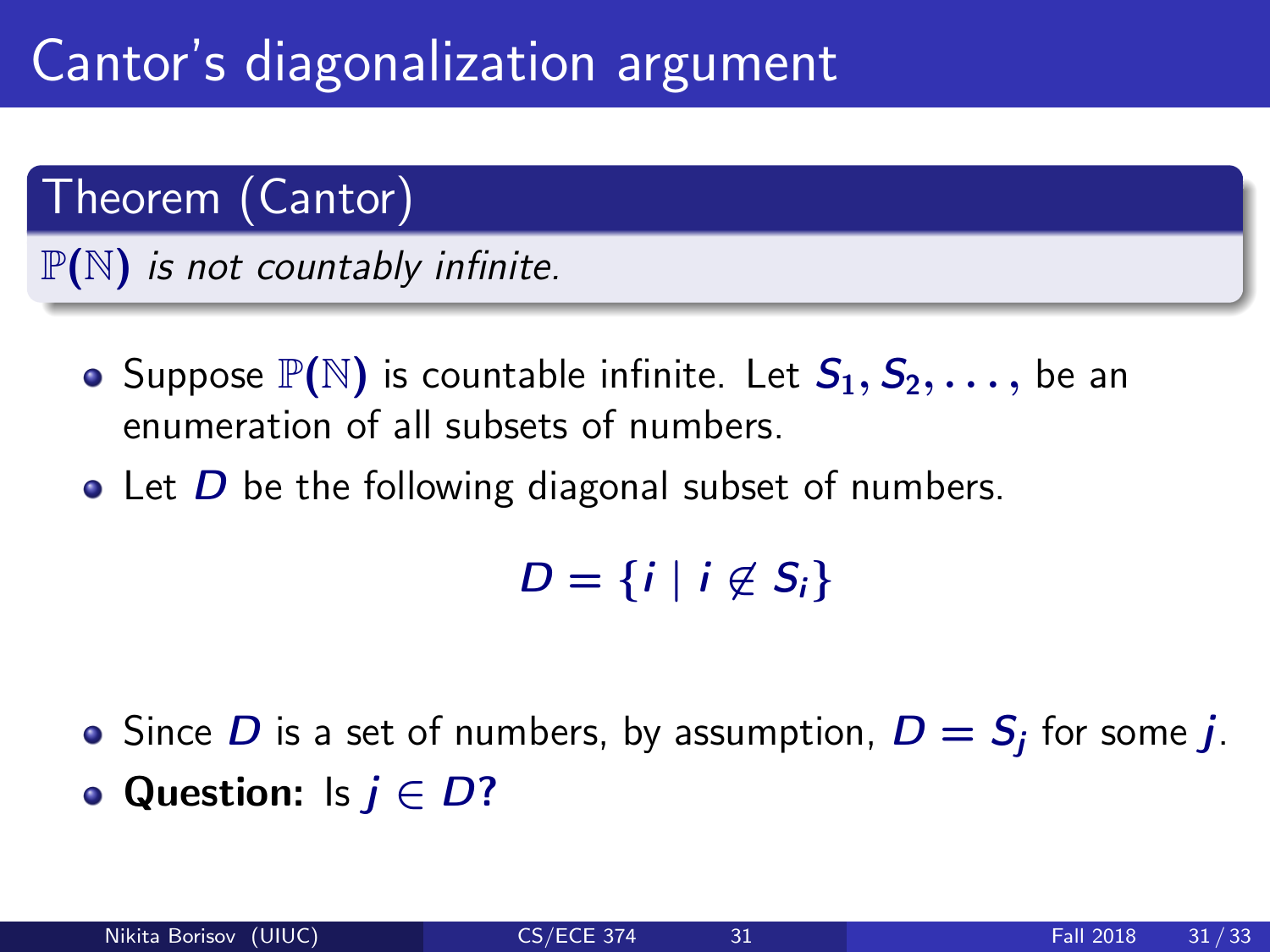# Cantor's diagonalization argument

## Theorem (Cantor)

*$\mathbb{P}(\mathbb{N})$ is not countably infinite.*

- Suppose $\mathbb{P}(\mathbb{N})$ is countable infinite. Let $S_1, S_2, \ldots,$ be an enumeration of all subsets of numbers.
- Let $D$ be the following diagonal subset of numbers.

$$D = \{i \mid i \notin S_i\}$$

- Since $D$ is a set of numbers, by assumption, $D = S_j$ for some $j$.
- **Question:** Is $j \in D$?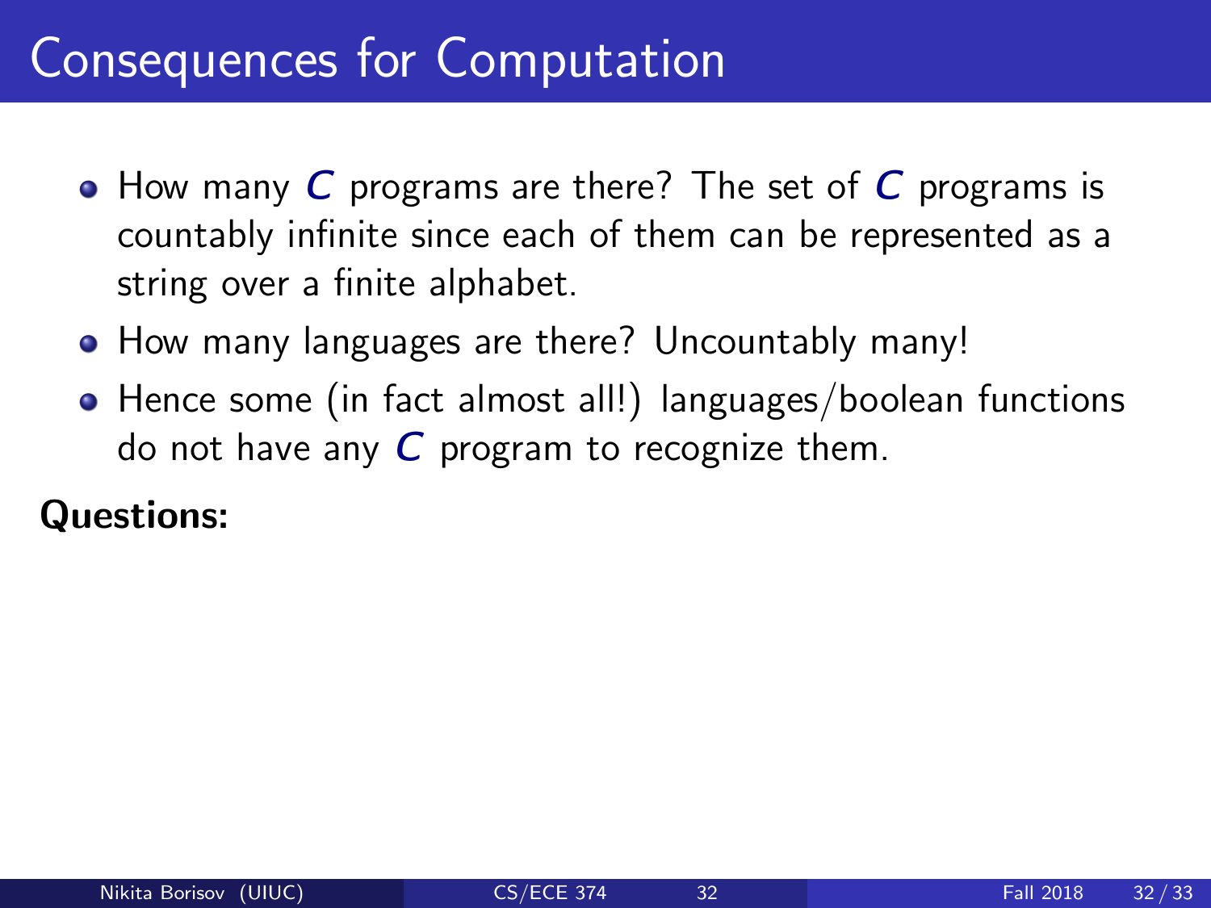# Consequences for Computation

- How many $C$ programs are there? The set of $C$ programs is countably infinite since each of them can be represented as a string over a finite alphabet.
- How many languages are there? Uncountably many!
- Hence some (in fact almost all!) languages/boolean functions do not have any $C$ program to recognize them.

**Questions:**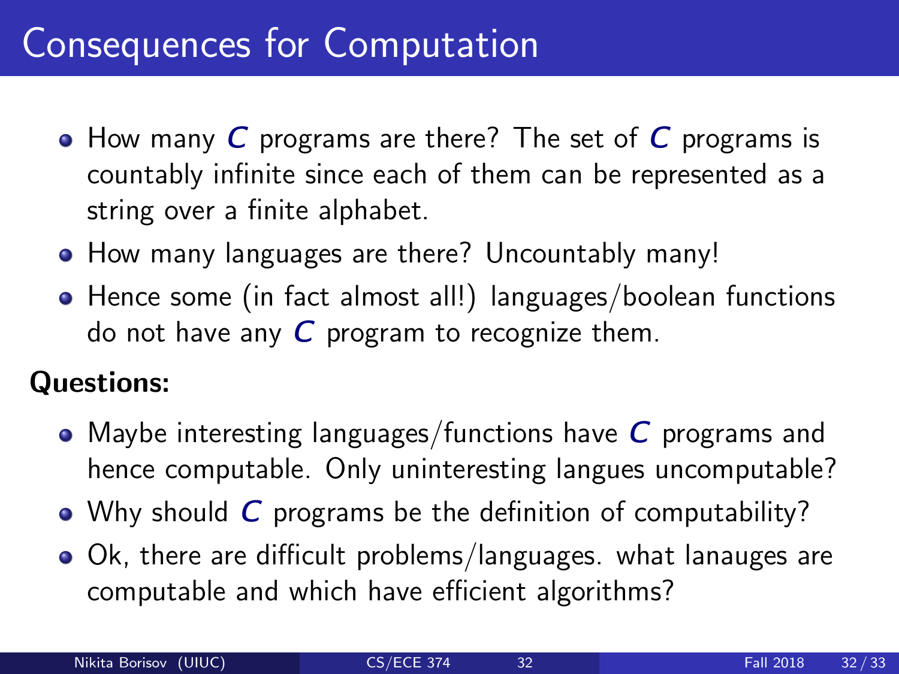# Consequences for Computation

- How many ***C*** programs are there? The set of ***C*** programs is countably infinite since each of them can be represented as a string over a finite alphabet.
- How many languages are there? Uncountably many!
- Hence some (in fact almost all!) languages/boolean functions do not have any ***C*** program to recognize them.

**Questions:**

- Maybe interesting languages/functions have ***C*** programs and hence computable. Only uninteresting langues uncomputable?
- Why should ***C*** programs be the definition of computability?
- Ok, there are difficult problems/languages. what lanauges are computable and which have efficient algorithms?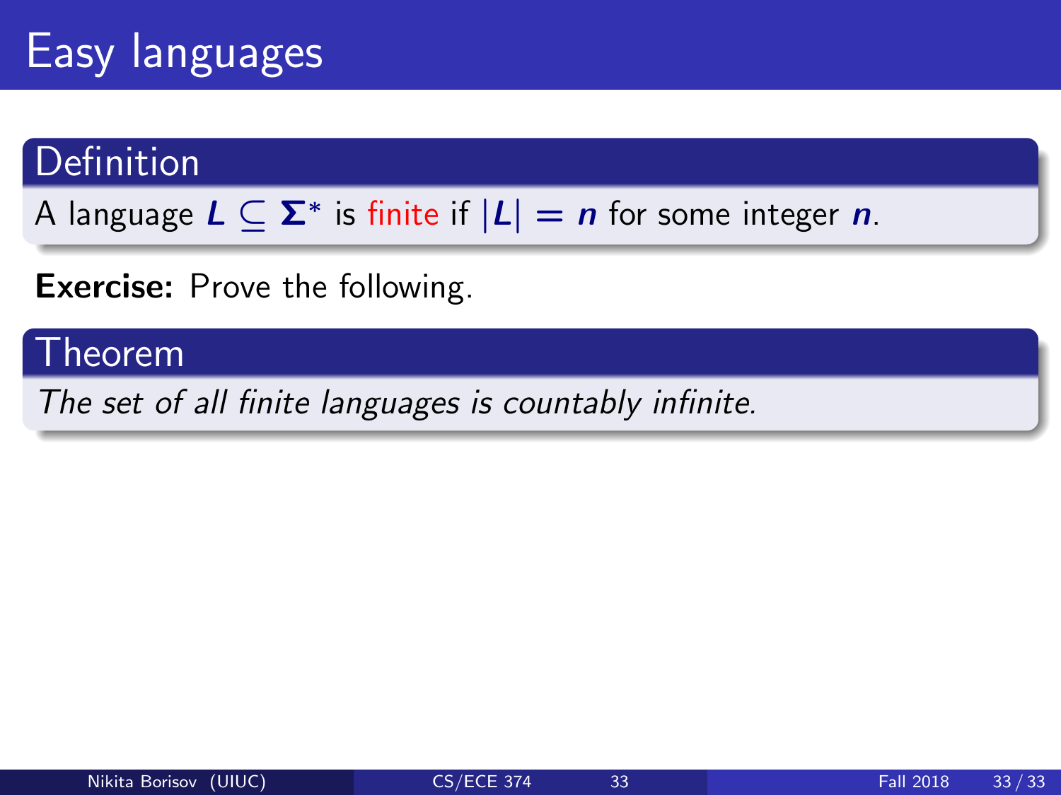# Easy languages

**Definition**

A language $L \subseteq \Sigma^*$ is finite if $|L| = n$ for some integer $n$.

**Exercise:** Prove the following.

**Theorem**

*The set of all finite languages is countably infinite.*